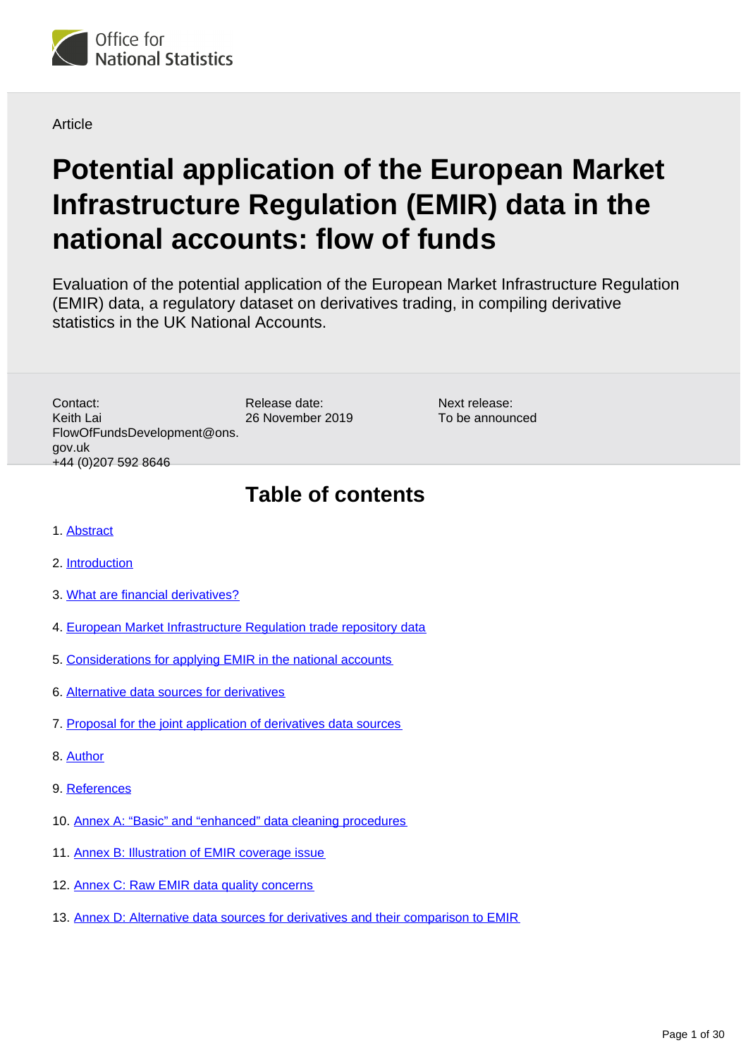Office for National Statistics

Article

# Potential application of the European Market Infrastructure Regulation (EMIR) data in the national accounts: flow of funds

Evaluation of the potential application of the European Market Infrastructure Regulation (EMIR) data, a regulatory dataset on derivatives trading, in compiling derivative statistics in the UK National Accounts.

Contact:
Keith Lai
FlowOfFundsDevelopment@ons.gov.uk
+44 (0)207 592 8646

Release date:
26 November 2019

Next release:
To be announced

## Table of contents

1. Abstract
2. Introduction
3. What are financial derivatives?
4. European Market Infrastructure Regulation trade repository data
5. Considerations for applying EMIR in the national accounts
6. Alternative data sources for derivatives
7. Proposal for the joint application of derivatives data sources
8. Author
9. References
10. Annex A: “Basic” and “enhanced” data cleaning procedures
11. Annex B: Illustration of EMIR coverage issue
12. Annex C: Raw EMIR data quality concerns
13. Annex D: Alternative data sources for derivatives and their comparison to EMIR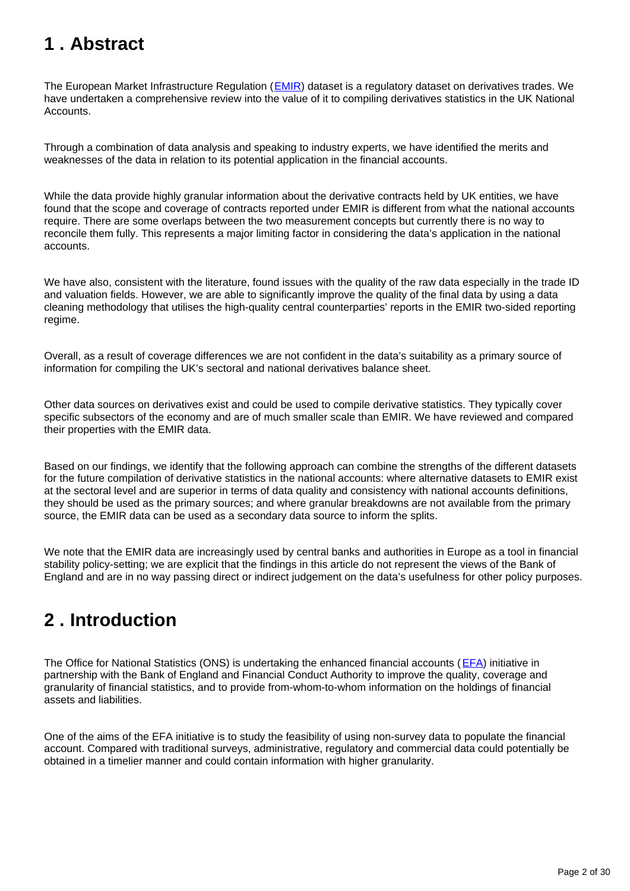## 1 . Abstract

The European Market Infrastructure Regulation ([EMIR]) dataset is a regulatory dataset on derivatives trades. We have undertaken a comprehensive review into the value of it to compiling derivatives statistics in the UK National Accounts.

Through a combination of data analysis and speaking to industry experts, we have identified the merits and weaknesses of the data in relation to its potential application in the financial accounts.

While the data provide highly granular information about the derivative contracts held by UK entities, we have found that the scope and coverage of contracts reported under EMIR is different from what the national accounts require. There are some overlaps between the two measurement concepts but currently there is no way to reconcile them fully. This represents a major limiting factor in considering the data's application in the national accounts.

We have also, consistent with the literature, found issues with the quality of the raw data especially in the trade ID and valuation fields. However, we are able to significantly improve the quality of the final data by using a data cleaning methodology that utilises the high-quality central counterparties' reports in the EMIR two-sided reporting regime.

Overall, as a result of coverage differences we are not confident in the data's suitability as a primary source of information for compiling the UK's sectoral and national derivatives balance sheet.

Other data sources on derivatives exist and could be used to compile derivative statistics. They typically cover specific subsectors of the economy and are of much smaller scale than EMIR. We have reviewed and compared their properties with the EMIR data.

Based on our findings, we identify that the following approach can combine the strengths of the different datasets for the future compilation of derivative statistics in the national accounts: where alternative datasets to EMIR exist at the sectoral level and are superior in terms of data quality and consistency with national accounts definitions, they should be used as the primary sources; and where granular breakdowns are not available from the primary source, the EMIR data can be used as a secondary data source to inform the splits.

We note that the EMIR data are increasingly used by central banks and authorities in Europe as a tool in financial stability policy-setting; we are explicit that the findings in this article do not represent the views of the Bank of England and are in no way passing direct or indirect judgement on the data's usefulness for other policy purposes.

## 2 . Introduction

The Office for National Statistics (ONS) is undertaking the enhanced financial accounts ([EFA]) initiative in partnership with the Bank of England and Financial Conduct Authority to improve the quality, coverage and granularity of financial statistics, and to provide from-whom-to-whom information on the holdings of financial assets and liabilities.

One of the aims of the EFA initiative is to study the feasibility of using non-survey data to populate the financial account. Compared with traditional surveys, administrative, regulatory and commercial data could potentially be obtained in a timelier manner and could contain information with higher granularity.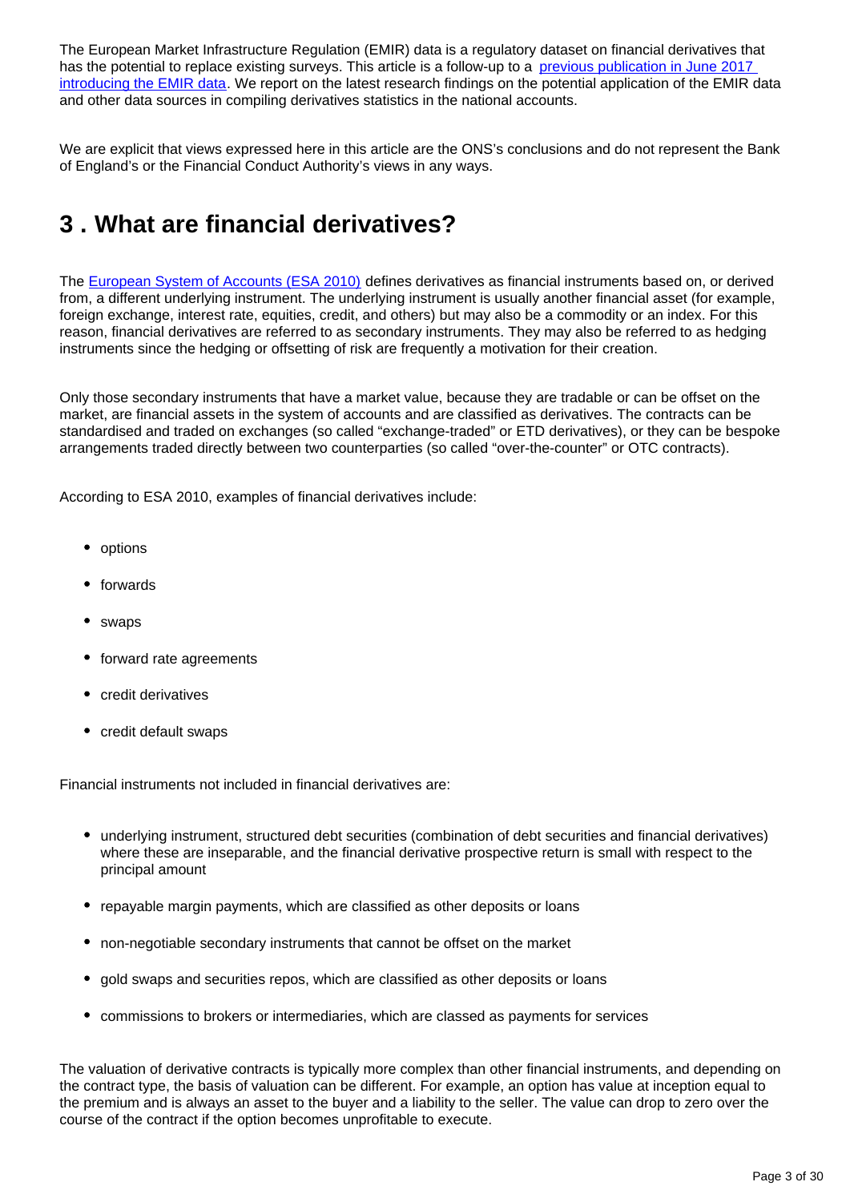The European Market Infrastructure Regulation (EMIR) data is a regulatory dataset on financial derivatives that has the potential to replace existing surveys. This article is a follow-up to a [previous publication in June 2017 introducing the EMIR data](). We report on the latest research findings on the potential application of the EMIR data and other data sources in compiling derivatives statistics in the national accounts.

We are explicit that views expressed here in this article are the ONS's conclusions and do not represent the Bank of England's or the Financial Conduct Authority's views in any ways.

## 3 . What are financial derivatives?

The [European System of Accounts (ESA 2010)]() defines derivatives as financial instruments based on, or derived from, a different underlying instrument. The underlying instrument is usually another financial asset (for example, foreign exchange, interest rate, equities, credit, and others) but may also be a commodity or an index. For this reason, financial derivatives are referred to as secondary instruments. They may also be referred to as hedging instruments since the hedging or offsetting of risk are frequently a motivation for their creation.

Only those secondary instruments that have a market value, because they are tradable or can be offset on the market, are financial assets in the system of accounts and are classified as derivatives. The contracts can be standardised and traded on exchanges (so called "exchange-traded" or ETD derivatives), or they can be bespoke arrangements traded directly between two counterparties (so called "over-the-counter" or OTC contracts).

According to ESA 2010, examples of financial derivatives include:

- options
- forwards
- swaps
- forward rate agreements
- credit derivatives
- credit default swaps

Financial instruments not included in financial derivatives are:

- underlying instrument, structured debt securities (combination of debt securities and financial derivatives) where these are inseparable, and the financial derivative prospective return is small with respect to the principal amount
- repayable margin payments, which are classified as other deposits or loans
- non-negotiable secondary instruments that cannot be offset on the market
- gold swaps and securities repos, which are classified as other deposits or loans
- commissions to brokers or intermediaries, which are classed as payments for services

The valuation of derivative contracts is typically more complex than other financial instruments, and depending on the contract type, the basis of valuation can be different. For example, an option has value at inception equal to the premium and is always an asset to the buyer and a liability to the seller. The value can drop to zero over the course of the contract if the option becomes unprofitable to execute.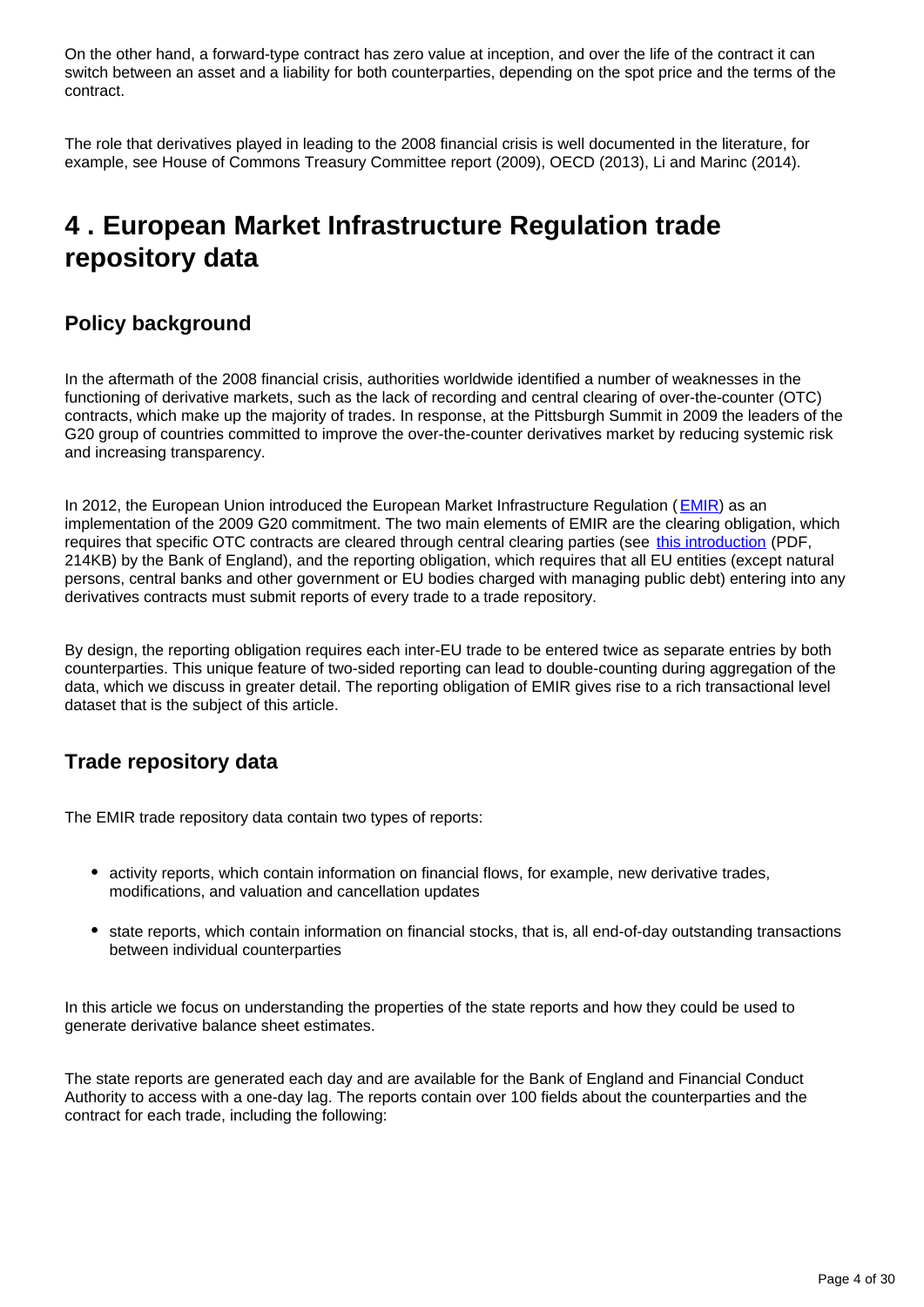On the other hand, a forward-type contract has zero value at inception, and over the life of the contract it can switch between an asset and a liability for both counterparties, depending on the spot price and the terms of the contract.

The role that derivatives played in leading to the 2008 financial crisis is well documented in the literature, for example, see House of Commons Treasury Committee report (2009), OECD (2013), Li and Marinc (2014).

# 4 . European Market Infrastructure Regulation trade repository data

## Policy background

In the aftermath of the 2008 financial crisis, authorities worldwide identified a number of weaknesses in the functioning of derivative markets, such as the lack of recording and central clearing of over-the-counter (OTC) contracts, which make up the majority of trades. In response, at the Pittsburgh Summit in 2009 the leaders of the G20 group of countries committed to improve the over-the-counter derivatives market by reducing systemic risk and increasing transparency.

In 2012, the European Union introduced the European Market Infrastructure Regulation (EMIR) as an implementation of the 2009 G20 commitment. The two main elements of EMIR are the clearing obligation, which requires that specific OTC contracts are cleared through central clearing parties (see this introduction (PDF, 214KB) by the Bank of England), and the reporting obligation, which requires that all EU entities (except natural persons, central banks and other government or EU bodies charged with managing public debt) entering into any derivatives contracts must submit reports of every trade to a trade repository.

By design, the reporting obligation requires each inter-EU trade to be entered twice as separate entries by both counterparties. This unique feature of two-sided reporting can lead to double-counting during aggregation of the data, which we discuss in greater detail. The reporting obligation of EMIR gives rise to a rich transactional level dataset that is the subject of this article.

## Trade repository data

The EMIR trade repository data contain two types of reports:

- activity reports, which contain information on financial flows, for example, new derivative trades, modifications, and valuation and cancellation updates
- state reports, which contain information on financial stocks, that is, all end-of-day outstanding transactions between individual counterparties

In this article we focus on understanding the properties of the state reports and how they could be used to generate derivative balance sheet estimates.

The state reports are generated each day and are available for the Bank of England and Financial Conduct Authority to access with a one-day lag. The reports contain over 100 fields about the counterparties and the contract for each trade, including the following: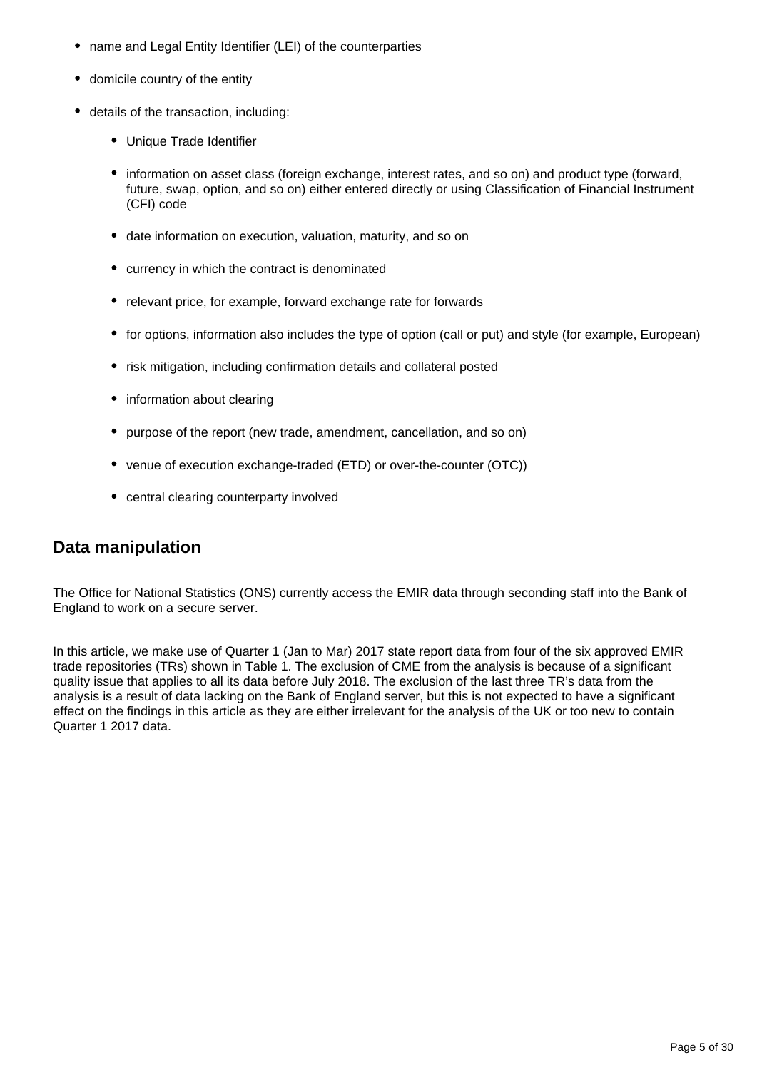- name and Legal Entity Identifier (LEI) of the counterparties
- domicile country of the entity
- details of the transaction, including:
    - Unique Trade Identifier
    - information on asset class (foreign exchange, interest rates, and so on) and product type (forward, future, swap, option, and so on) either entered directly or using Classification of Financial Instrument (CFI) code
    - date information on execution, valuation, maturity, and so on
    - currency in which the contract is denominated
    - relevant price, for example, forward exchange rate for forwards
    - for options, information also includes the type of option (call or put) and style (for example, European)
    - risk mitigation, including confirmation details and collateral posted
    - information about clearing
    - purpose of the report (new trade, amendment, cancellation, and so on)
    - venue of execution exchange-traded (ETD) or over-the-counter (OTC))
    - central clearing counterparty involved

## Data manipulation

The Office for National Statistics (ONS) currently access the EMIR data through seconding staff into the Bank of England to work on a secure server.

In this article, we make use of Quarter 1 (Jan to Mar) 2017 state report data from four of the six approved EMIR trade repositories (TRs) shown in Table 1. The exclusion of CME from the analysis is because of a significant quality issue that applies to all its data before July 2018. The exclusion of the last three TR's data from the analysis is a result of data lacking on the Bank of England server, but this is not expected to have a significant effect on the findings in this article as they are either irrelevant for the analysis of the UK or too new to contain Quarter 1 2017 data.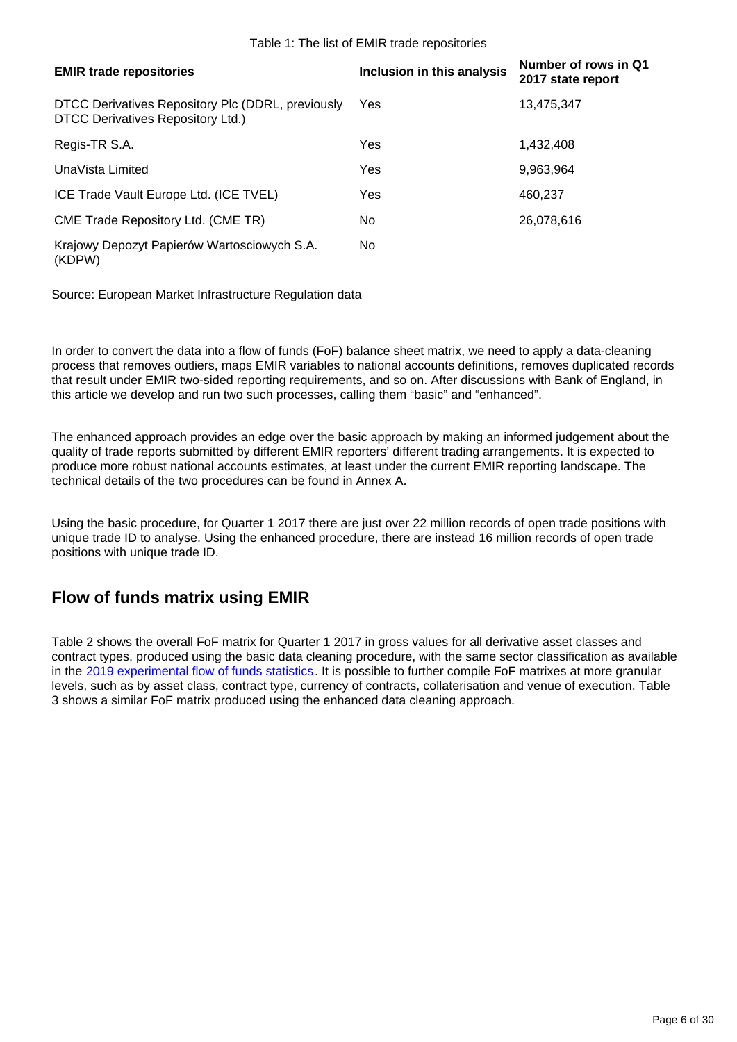Table 1: The list of EMIR trade repositories

| EMIR trade repositories | Inclusion in this analysis | Number of rows in Q1 2017 state report |
|---|---|---|
| DTCC Derivatives Repository Plc (DDRL, previously DTCC Derivatives Repository Ltd.) | Yes | 13,475,347 |
| Regis-TR S.A. | Yes | 1,432,408 |
| UnaVista Limited | Yes | 9,963,964 |
| ICE Trade Vault Europe Ltd. (ICE TVEL) | Yes | 460,237 |
| CME Trade Repository Ltd. (CME TR) | No | 26,078,616 |
| Krajowy Depozyt Papierów Wartosciowych S.A. (KDPW) | No | |

Source: European Market Infrastructure Regulation data

In order to convert the data into a flow of funds (FoF) balance sheet matrix, we need to apply a data-cleaning process that removes outliers, maps EMIR variables to national accounts definitions, removes duplicated records that result under EMIR two-sided reporting requirements, and so on. After discussions with Bank of England, in this article we develop and run two such processes, calling them "basic" and "enhanced".

The enhanced approach provides an edge over the basic approach by making an informed judgement about the quality of trade reports submitted by different EMIR reporters' different trading arrangements. It is expected to produce more robust national accounts estimates, at least under the current EMIR reporting landscape. The technical details of the two procedures can be found in Annex A.

Using the basic procedure, for Quarter 1 2017 there are just over 22 million records of open trade positions with unique trade ID to analyse. Using the enhanced procedure, there are instead 16 million records of open trade positions with unique trade ID.

## Flow of funds matrix using EMIR

Table 2 shows the overall FoF matrix for Quarter 1 2017 in gross values for all derivative asset classes and contract types, produced using the basic data cleaning procedure, with the same sector classification as available in the 2019 experimental flow of funds statistics. It is possible to further compile FoF matrixes at more granular levels, such as by asset class, contract type, currency of contracts, collaterisation and venue of execution. Table 3 shows a similar FoF matrix produced using the enhanced data cleaning approach.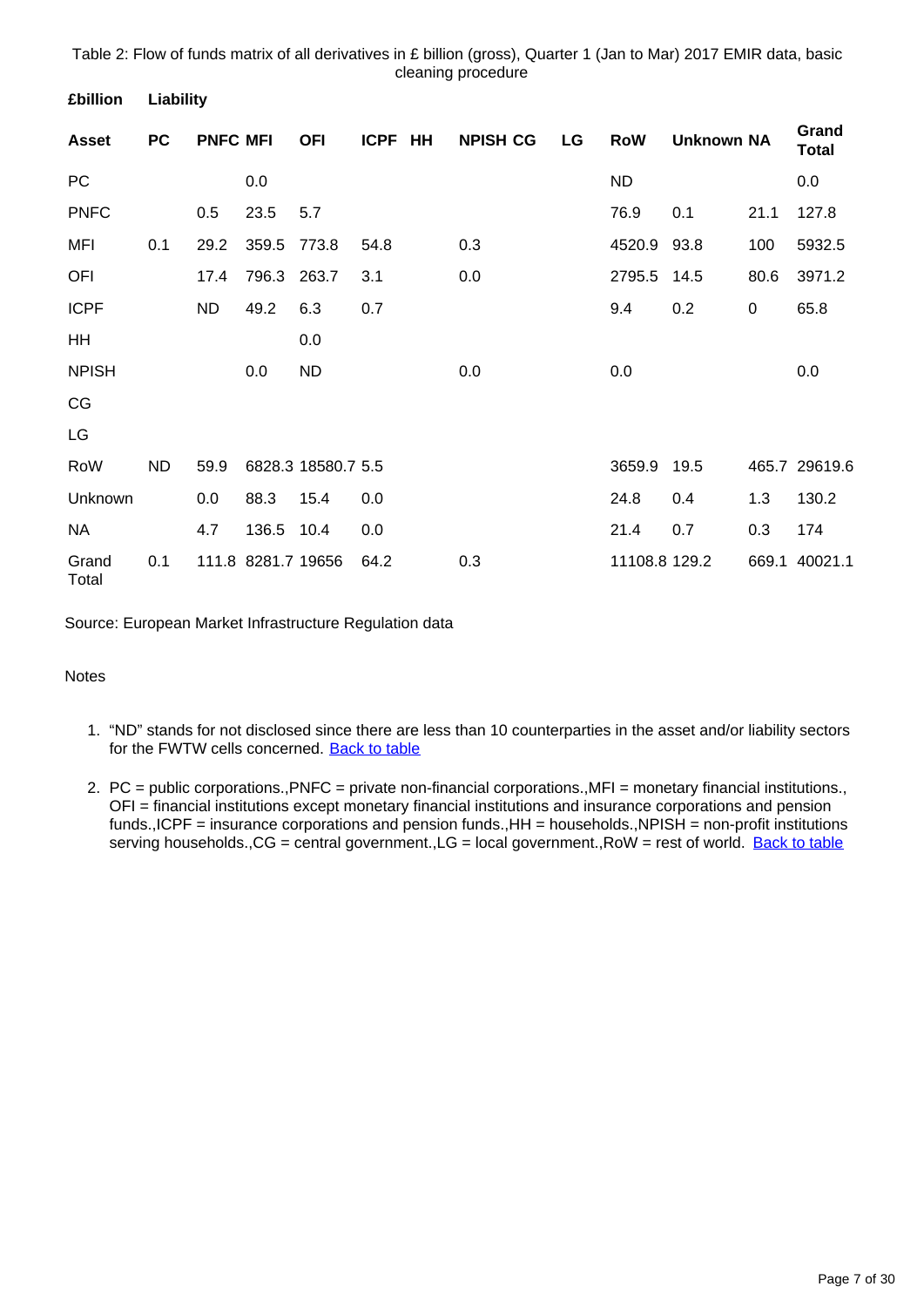Table 2: Flow of funds matrix of all derivatives in £ billion (gross), Quarter 1 (Jan to Mar) 2017 EMIR data, basic cleaning procedure

| **£billion** | **Liability** | | | | | | | | | | | | |
|---|---|---|---|---|---|---|---|---|---|---|---|---|---|
| **Asset** | **PC** | **PNFC** | **MFI** | **OFI** | **ICPF** | **HH** | **NPISH** | **CG** | **LG** | **RoW** | **Unknown** | **NA** | **Grand Total** |
| PC | | | 0.0 | | | | | | | ND | | | 0.0 |
| PNFC | | 0.5 | 23.5 | 5.7 | | | | | | 76.9 | 0.1 | 21.1 | 127.8 |
| MFI | 0.1 | 29.2 | 359.5 | 773.8 | 54.8 | | 0.3 | | | 4520.9 | 93.8 | 100 | 5932.5 |
| OFI | | 17.4 | 796.3 | 263.7 | 3.1 | | 0.0 | | | 2795.5 | 14.5 | 80.6 | 3971.2 |
| ICPF | | ND | 49.2 | 6.3 | 0.7 | | | | | 9.4 | 0.2 | 0 | 65.8 |
| HH | | | | 0.0 | | | | | | | | | |
| NPISH | | | 0.0 | ND | | | 0.0 | | | 0.0 | | | 0.0 |
| CG | | | | | | | | | | | | | |
| LG | | | | | | | | | | | | | |
| RoW | ND | 59.9 | 6828.3 | 18580.7 | 5.5 | | | | | 3659.9 | 19.5 | 465.7 | 29619.6 |
| Unknown | | 0.0 | 88.3 | 15.4 | 0.0 | | | | | 24.8 | 0.4 | 1.3 | 130.2 |
| NA | | 4.7 | 136.5 | 10.4 | 0.0 | | | | | 21.4 | 0.7 | 0.3 | 174 |
| Grand Total | 0.1 | 111.8 | 8281.7 | 19656 | 64.2 | | 0.3 | | | 11108.8 | 129.2 | 669.1 | 40021.1 |

Source: European Market Infrastructure Regulation data

Notes

1. "ND" stands for not disclosed since there are less than 10 counterparties in the asset and/or liability sectors for the FWTW cells concerned. Back to table

2. PC = public corporations.,PNFC = private non-financial corporations.,MFI = monetary financial institutions., OFI = financial institutions except monetary financial institutions and insurance corporations and pension funds.,ICPF = insurance corporations and pension funds.,HH = households.,NPISH = non-profit institutions serving households.,CG = central government.,LG = local government.,RoW = rest of world. Back to table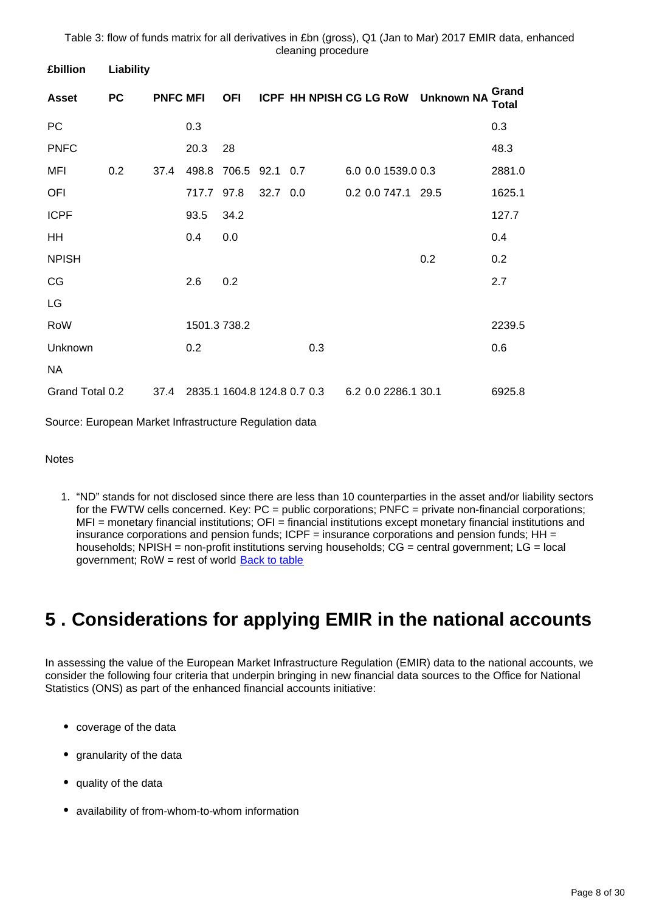Table 3: flow of funds matrix for all derivatives in £bn (gross), Q1 (Jan to Mar) 2017 EMIR data, enhanced cleaning procedure

| £billion | Liability | | | | | | | | | | | | |
|---|---|---|---|---|---|---|---|---|---|---|---|---|---|
| **Asset** | **PC** | **PNFC** | **MFI** | **OFI** | **ICPF** | **HH** | **NPISH** | **CG** | **LG** | **RoW** | **Unknown** | **NA** | **Grand Total** |
| PC | | | 0.3 | | | | | | | | | | 0.3 |
| PNFC | | | 20.3 | 28 | | | | | | | | | 48.3 |
| MFI | 0.2 | 37.4 | 498.8 | 706.5 | 92.1 | 0.7 | | 6.0 | 0.0 | 1539.0 | 0.3 | | 2881.0 |
| OFI | | | 717.7 | 97.8 | 32.7 | 0.0 | | 0.2 | 0.0 | 747.1 | 29.5 | | 1625.1 |
| ICPF | | | 93.5 | 34.2 | | | | | | | | | 127.7 |
| HH | | | 0.4 | 0.0 | | | | | | | | | 0.4 |
| NPISH | | | | | | | | | | | 0.2 | | 0.2 |
| CG | | | 2.6 | 0.2 | | | | | | | | | 2.7 |
| LG | | | | | | | | | | | | | |
| RoW | | | 1501.3 | 738.2 | | | | | | | | | 2239.5 |
| Unknown | | | 0.2 | | | | 0.3 | | | | | | 0.6 |
| NA | | | | | | | | | | | | | |
| Grand Total | 0.2 | 37.4 | 2835.1 | 1604.8 | 124.8 | 0.7 | 0.3 | 6.2 | 0.0 | 2286.1 | 30.1 | | 6925.8 |

Source: European Market Infrastructure Regulation data

Notes

1. "ND" stands for not disclosed since there are less than 10 counterparties in the asset and/or liability sectors for the FWTW cells concerned. Key: PC = public corporations; PNFC = private non-financial corporations; MFI = monetary financial institutions; OFI = financial institutions except monetary financial institutions and insurance corporations and pension funds; ICPF = insurance corporations and pension funds; HH = households; NPISH = non-profit institutions serving households; CG = central government; LG = local government; RoW = rest of world Back to table

## 5 . Considerations for applying EMIR in the national accounts

In assessing the value of the European Market Infrastructure Regulation (EMIR) data to the national accounts, we consider the following four criteria that underpin bringing in new financial data sources to the Office for National Statistics (ONS) as part of the enhanced financial accounts initiative:

- coverage of the data
- granularity of the data
- quality of the data
- availability of from-whom-to-whom information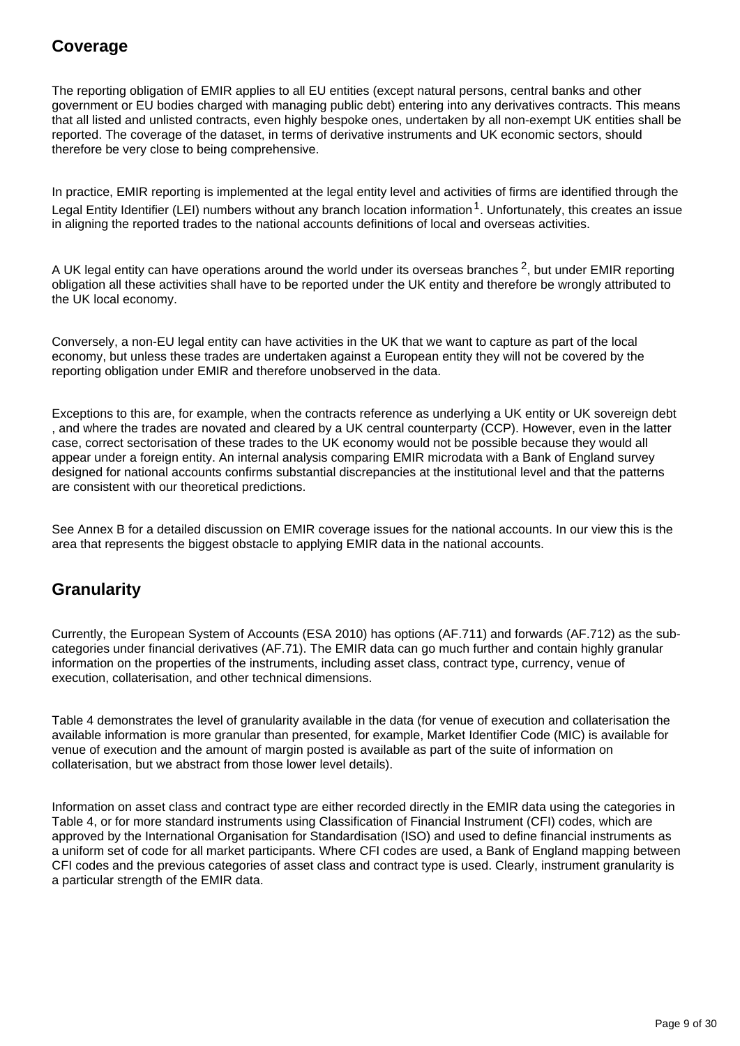## Coverage

The reporting obligation of EMIR applies to all EU entities (except natural persons, central banks and other government or EU bodies charged with managing public debt) entering into any derivatives contracts. This means that all listed and unlisted contracts, even highly bespoke ones, undertaken by all non-exempt UK entities shall be reported. The coverage of the dataset, in terms of derivative instruments and UK economic sectors, should therefore be very close to being comprehensive.

In practice, EMIR reporting is implemented at the legal entity level and activities of firms are identified through the Legal Entity Identifier (LEI) numbers without any branch location information [1]. Unfortunately, this creates an issue in aligning the reported trades to the national accounts definitions of local and overseas activities.

A UK legal entity can have operations around the world under its overseas branches [2], but under EMIR reporting obligation all these activities shall have to be reported under the UK entity and therefore be wrongly attributed to the UK local economy.

Conversely, a non-EU legal entity can have activities in the UK that we want to capture as part of the local economy, but unless these trades are undertaken against a European entity they will not be covered by the reporting obligation under EMIR and therefore unobserved in the data.

Exceptions to this are, for example, when the contracts reference as underlying a UK entity or UK sovereign debt , and where the trades are novated and cleared by a UK central counterparty (CCP). However, even in the latter case, correct sectorisation of these trades to the UK economy would not be possible because they would all appear under a foreign entity. An internal analysis comparing EMIR microdata with a Bank of England survey designed for national accounts confirms substantial discrepancies at the institutional level and that the patterns are consistent with our theoretical predictions.

See Annex B for a detailed discussion on EMIR coverage issues for the national accounts. In our view this is the area that represents the biggest obstacle to applying EMIR data in the national accounts.

## Granularity

Currently, the European System of Accounts (ESA 2010) has options (AF.711) and forwards (AF.712) as the sub-categories under financial derivatives (AF.71). The EMIR data can go much further and contain highly granular information on the properties of the instruments, including asset class, contract type, currency, venue of execution, collaterisation, and other technical dimensions.

Table 4 demonstrates the level of granularity available in the data (for venue of execution and collaterisation the available information is more granular than presented, for example, Market Identifier Code (MIC) is available for venue of execution and the amount of margin posted is available as part of the suite of information on collaterisation, but we abstract from those lower level details).

Information on asset class and contract type are either recorded directly in the EMIR data using the categories in Table 4, or for more standard instruments using Classification of Financial Instrument (CFI) codes, which are approved by the International Organisation for Standardisation (ISO) and used to define financial instruments as a uniform set of code for all market participants. Where CFI codes are used, a Bank of England mapping between CFI codes and the previous categories of asset class and contract type is used. Clearly, instrument granularity is a particular strength of the EMIR data.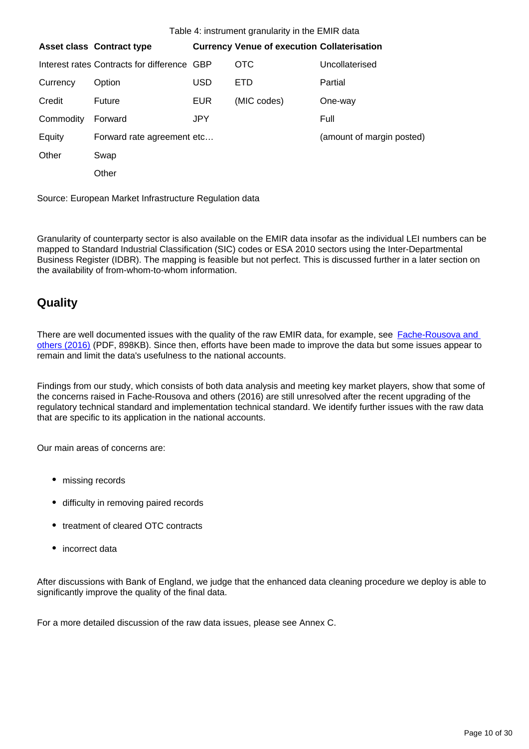Table 4: instrument granularity in the EMIR data

| Asset class | Contract type | Currency | Venue of execution | Collaterisation |
| --- | --- | --- | --- | --- |
| Interest rates | Contracts for difference | GBP | OTC | Uncollaterised |
| Currency | Option | USD | ETD | Partial |
| Credit | Future | EUR | (MIC codes) | One-way |
| Commodity | Forward | JPY | | Full |
| Equity | Forward rate agreement etc… | | | (amount of margin posted) |
| Other | Swap | | | |
| | Other | | | |

Source: European Market Infrastructure Regulation data

Granularity of counterparty sector is also available on the EMIR data insofar as the individual LEI numbers can be mapped to Standard Industrial Classification (SIC) codes or ESA 2010 sectors using the Inter-Departmental Business Register (IDBR). The mapping is feasible but not perfect. This is discussed further in a later section on the availability of from-whom-to-whom information.

## Quality

There are well documented issues with the quality of the raw EMIR data, for example, see Fache-Rousova and others (2016) (PDF, 898KB). Since then, efforts have been made to improve the data but some issues appear to remain and limit the data's usefulness to the national accounts.

Findings from our study, which consists of both data analysis and meeting key market players, show that some of the concerns raised in Fache-Rousova and others (2016) are still unresolved after the recent upgrading of the regulatory technical standard and implementation technical standard. We identify further issues with the raw data that are specific to its application in the national accounts.

Our main areas of concerns are:

- missing records
- difficulty in removing paired records
- treatment of cleared OTC contracts
- incorrect data

After discussions with Bank of England, we judge that the enhanced data cleaning procedure we deploy is able to significantly improve the quality of the final data.

For a more detailed discussion of the raw data issues, please see Annex C.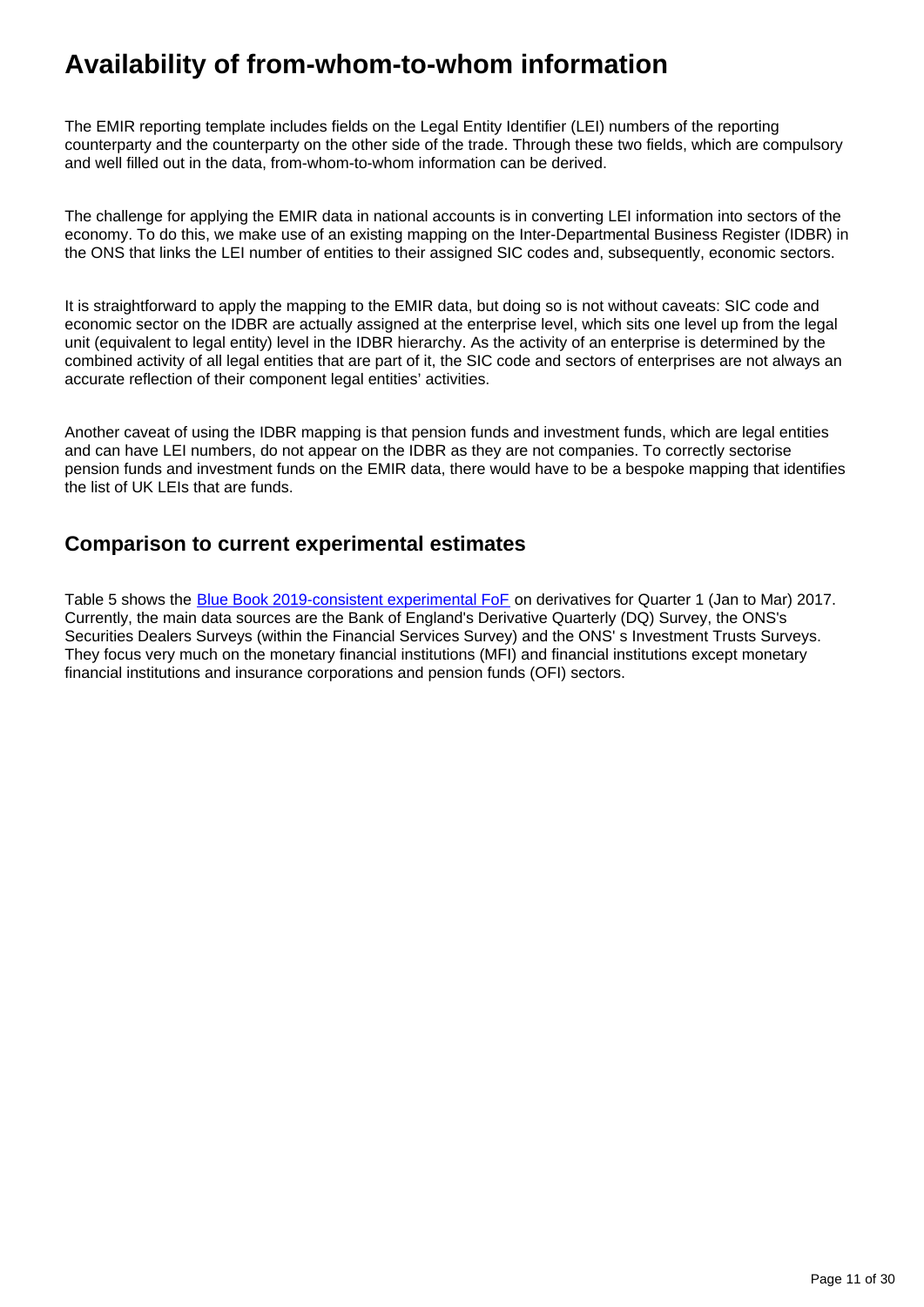## Availability of from-whom-to-whom information

The EMIR reporting template includes fields on the Legal Entity Identifier (LEI) numbers of the reporting counterparty and the counterparty on the other side of the trade. Through these two fields, which are compulsory and well filled out in the data, from-whom-to-whom information can be derived.

The challenge for applying the EMIR data in national accounts is in converting LEI information into sectors of the economy. To do this, we make use of an existing mapping on the Inter-Departmental Business Register (IDBR) in the ONS that links the LEI number of entities to their assigned SIC codes and, subsequently, economic sectors.

It is straightforward to apply the mapping to the EMIR data, but doing so is not without caveats: SIC code and economic sector on the IDBR are actually assigned at the enterprise level, which sits one level up from the legal unit (equivalent to legal entity) level in the IDBR hierarchy. As the activity of an enterprise is determined by the combined activity of all legal entities that are part of it, the SIC code and sectors of enterprises are not always an accurate reflection of their component legal entities' activities.

Another caveat of using the IDBR mapping is that pension funds and investment funds, which are legal entities and can have LEI numbers, do not appear on the IDBR as they are not companies. To correctly sectorise pension funds and investment funds on the EMIR data, there would have to be a bespoke mapping that identifies the list of UK LEIs that are funds.

### Comparison to current experimental estimates

Table 5 shows the [Blue Book 2019-consistent experimental FoF] on derivatives for Quarter 1 (Jan to Mar) 2017. Currently, the main data sources are the Bank of England's Derivative Quarterly (DQ) Survey, the ONS's Securities Dealers Surveys (within the Financial Services Survey) and the ONS' s Investment Trusts Surveys. They focus very much on the monetary financial institutions (MFI) and financial institutions except monetary financial institutions and insurance corporations and pension funds (OFI) sectors.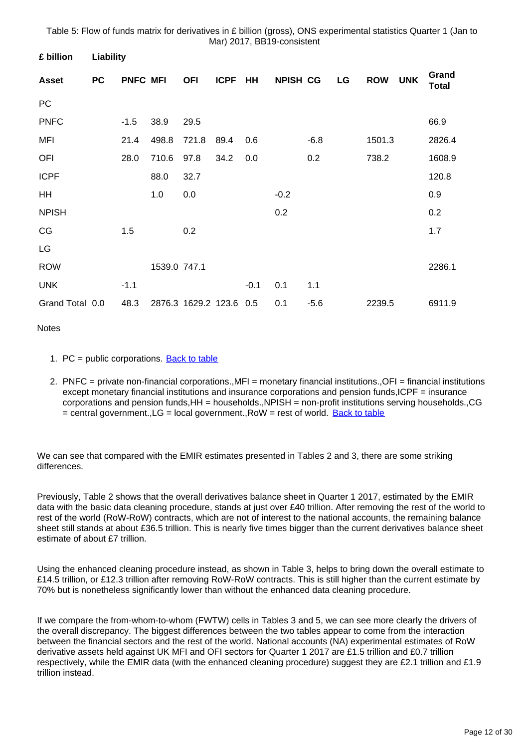Table 5: Flow of funds matrix for derivatives in £ billion (gross), ONS experimental statistics Quarter 1 (Jan to Mar) 2017, BB19-consistent

| £ billion | Liability | | | | | | | | | | | |
|---|---|---|---|---|---|---|---|---|---|---|---|---|
| **Asset** | **PC** | **PNFC** | **MFI** | **OFI** | **ICPF** | **HH** | **NPISH** | **CG** | **LG** | **ROW** | **UNK** | **Grand Total** |
| PC | | | | | | | | | | | | |
| PNFC | | -1.5 | 38.9 | 29.5 | | | | | | | | 66.9 |
| MFI | | 21.4 | 498.8 | 721.8 | 89.4 | 0.6 | | -6.8 | | 1501.3 | | 2826.4 |
| OFI | | 28.0 | 710.6 | 97.8 | 34.2 | 0.0 | | 0.2 | | 738.2 | | 1608.9 |
| ICPF | | | 88.0 | 32.7 | | | | | | | | 120.8 |
| HH | | | 1.0 | 0.0 | | | -0.2 | | | | | 0.9 |
| NPISH | | | | | | | 0.2 | | | | | 0.2 |
| CG | | 1.5 | | 0.2 | | | | | | | | 1.7 |
| LG | | | | | | | | | | | | |
| ROW | | | 1539.0 | 747.1 | | | | | | | | 2286.1 |
| UNK | | -1.1 | | | | -0.1 | 0.1 | 1.1 | | | | |
| Grand Total | 0.0 | 48.3 | 2876.3 | 1629.2 | 123.6 | 0.5 | 0.1 | -5.6 | | 2239.5 | | 6911.9 |

Notes

1. PC = public corporations. Back to table

2. PNFC = private non-financial corporations.,MFI = monetary financial institutions.,OFI = financial institutions except monetary financial institutions and insurance corporations and pension funds,ICPF = insurance corporations and pension funds,HH = households.,NPISH = non-profit institutions serving households.,CG = central government.,LG = local government.,RoW = rest of world. Back to table

We can see that compared with the EMIR estimates presented in Tables 2 and 3, there are some striking differences.

Previously, Table 2 shows that the overall derivatives balance sheet in Quarter 1 2017, estimated by the EMIR data with the basic data cleaning procedure, stands at just over £40 trillion. After removing the rest of the world to rest of the world (RoW-RoW) contracts, which are not of interest to the national accounts, the remaining balance sheet still stands at about £36.5 trillion. This is nearly five times bigger than the current derivatives balance sheet estimate of about £7 trillion.

Using the enhanced cleaning procedure instead, as shown in Table 3, helps to bring down the overall estimate to £14.5 trillion, or £12.3 trillion after removing RoW-RoW contracts. This is still higher than the current estimate by 70% but is nonetheless significantly lower than without the enhanced data cleaning procedure.

If we compare the from-whom-to-whom (FWTW) cells in Tables 3 and 5, we can see more clearly the drivers of the overall discrepancy. The biggest differences between the two tables appear to come from the interaction between the financial sectors and the rest of the world. National accounts (NA) experimental estimates of RoW derivative assets held against UK MFI and OFI sectors for Quarter 1 2017 are £1.5 trillion and £0.7 trillion respectively, while the EMIR data (with the enhanced cleaning procedure) suggest they are £2.1 trillion and £1.9 trillion instead.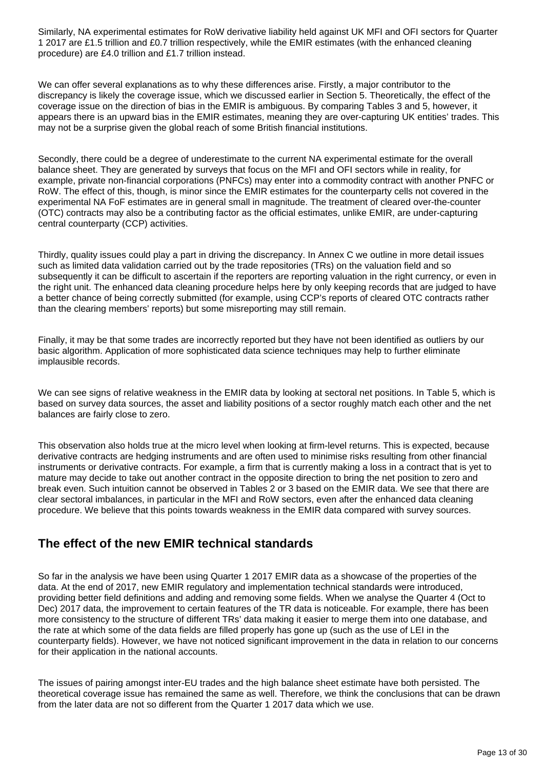Similarly, NA experimental estimates for RoW derivative liability held against UK MFI and OFI sectors for Quarter 1 2017 are £1.5 trillion and £0.7 trillion respectively, while the EMIR estimates (with the enhanced cleaning procedure) are £4.0 trillion and £1.7 trillion instead.

We can offer several explanations as to why these differences arise. Firstly, a major contributor to the discrepancy is likely the coverage issue, which we discussed earlier in Section 5. Theoretically, the effect of the coverage issue on the direction of bias in the EMIR is ambiguous. By comparing Tables 3 and 5, however, it appears there is an upward bias in the EMIR estimates, meaning they are over-capturing UK entities' trades. This may not be a surprise given the global reach of some British financial institutions.

Secondly, there could be a degree of underestimate to the current NA experimental estimate for the overall balance sheet. They are generated by surveys that focus on the MFI and OFI sectors while in reality, for example, private non-financial corporations (PNFCs) may enter into a commodity contract with another PNFC or RoW. The effect of this, though, is minor since the EMIR estimates for the counterparty cells not covered in the experimental NA FoF estimates are in general small in magnitude. The treatment of cleared over-the-counter (OTC) contracts may also be a contributing factor as the official estimates, unlike EMIR, are under-capturing central counterparty (CCP) activities.

Thirdly, quality issues could play a part in driving the discrepancy. In Annex C we outline in more detail issues such as limited data validation carried out by the trade repositories (TRs) on the valuation field and so subsequently it can be difficult to ascertain if the reporters are reporting valuation in the right currency, or even in the right unit. The enhanced data cleaning procedure helps here by only keeping records that are judged to have a better chance of being correctly submitted (for example, using CCP's reports of cleared OTC contracts rather than the clearing members' reports) but some misreporting may still remain.

Finally, it may be that some trades are incorrectly reported but they have not been identified as outliers by our basic algorithm. Application of more sophisticated data science techniques may help to further eliminate implausible records.

We can see signs of relative weakness in the EMIR data by looking at sectoral net positions. In Table 5, which is based on survey data sources, the asset and liability positions of a sector roughly match each other and the net balances are fairly close to zero.

This observation also holds true at the micro level when looking at firm-level returns. This is expected, because derivative contracts are hedging instruments and are often used to minimise risks resulting from other financial instruments or derivative contracts. For example, a firm that is currently making a loss in a contract that is yet to mature may decide to take out another contract in the opposite direction to bring the net position to zero and break even. Such intuition cannot be observed in Tables 2 or 3 based on the EMIR data. We see that there are clear sectoral imbalances, in particular in the MFI and RoW sectors, even after the enhanced data cleaning procedure. We believe that this points towards weakness in the EMIR data compared with survey sources.

## The effect of the new EMIR technical standards

So far in the analysis we have been using Quarter 1 2017 EMIR data as a showcase of the properties of the data. At the end of 2017, new EMIR regulatory and implementation technical standards were introduced, providing better field definitions and adding and removing some fields. When we analyse the Quarter 4 (Oct to Dec) 2017 data, the improvement to certain features of the TR data is noticeable. For example, there has been more consistency to the structure of different TRs' data making it easier to merge them into one database, and the rate at which some of the data fields are filled properly has gone up (such as the use of LEI in the counterparty fields). However, we have not noticed significant improvement in the data in relation to our concerns for their application in the national accounts.

The issues of pairing amongst inter-EU trades and the high balance sheet estimate have both persisted. The theoretical coverage issue has remained the same as well. Therefore, we think the conclusions that can be drawn from the later data are not so different from the Quarter 1 2017 data which we use.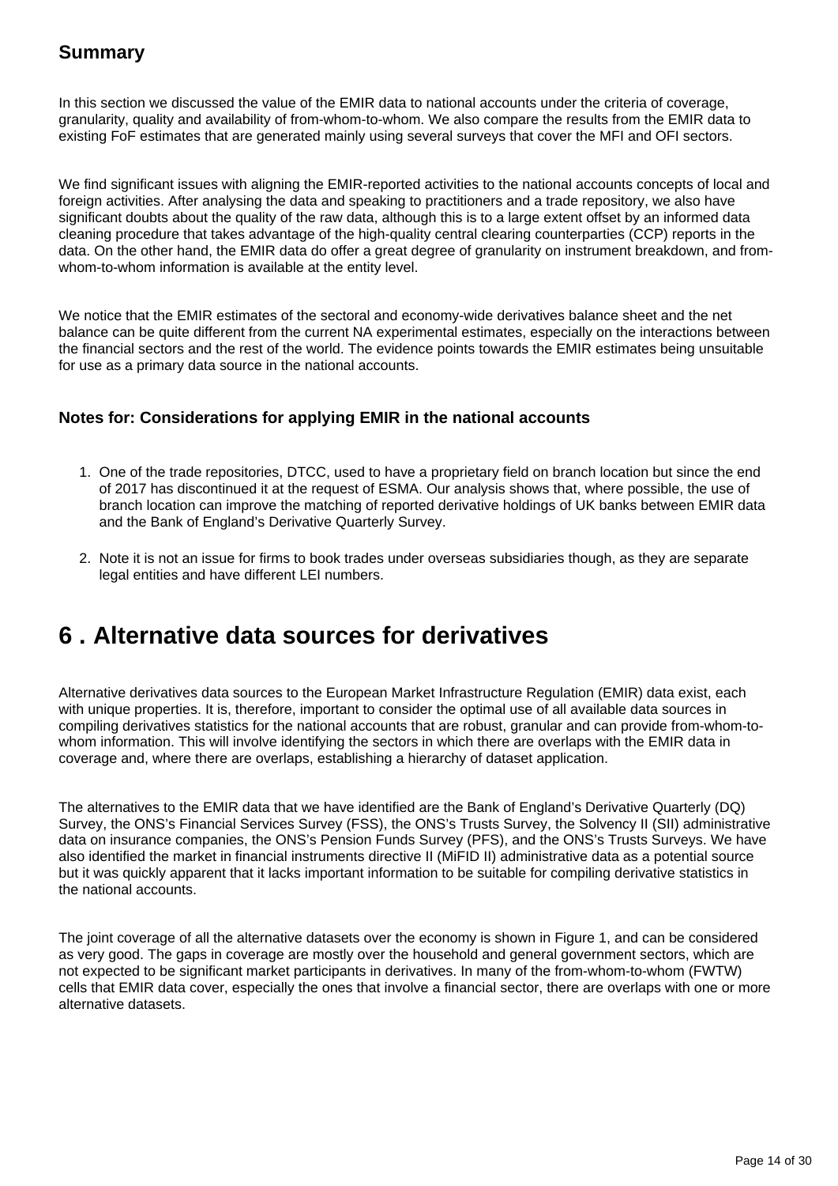### Summary

In this section we discussed the value of the EMIR data to national accounts under the criteria of coverage, granularity, quality and availability of from-whom-to-whom. We also compare the results from the EMIR data to existing FoF estimates that are generated mainly using several surveys that cover the MFI and OFI sectors.

We find significant issues with aligning the EMIR-reported activities to the national accounts concepts of local and foreign activities. After analysing the data and speaking to practitioners and a trade repository, we also have significant doubts about the quality of the raw data, although this is to a large extent offset by an informed data cleaning procedure that takes advantage of the high-quality central clearing counterparties (CCP) reports in the data. On the other hand, the EMIR data do offer a great degree of granularity on instrument breakdown, and from-whom-to-whom information is available at the entity level.

We notice that the EMIR estimates of the sectoral and economy-wide derivatives balance sheet and the net balance can be quite different from the current NA experimental estimates, especially on the interactions between the financial sectors and the rest of the world. The evidence points towards the EMIR estimates being unsuitable for use as a primary data source in the national accounts.

#### Notes for: Considerations for applying EMIR in the national accounts

1. One of the trade repositories, DTCC, used to have a proprietary field on branch location but since the end of 2017 has discontinued it at the request of ESMA. Our analysis shows that, where possible, the use of branch location can improve the matching of reported derivative holdings of UK banks between EMIR data and the Bank of England's Derivative Quarterly Survey.

2. Note it is not an issue for firms to book trades under overseas subsidiaries though, as they are separate legal entities and have different LEI numbers.

## 6 . Alternative data sources for derivatives

Alternative derivatives data sources to the European Market Infrastructure Regulation (EMIR) data exist, each with unique properties. It is, therefore, important to consider the optimal use of all available data sources in compiling derivatives statistics for the national accounts that are robust, granular and can provide from-whom-to-whom information. This will involve identifying the sectors in which there are overlaps with the EMIR data in coverage and, where there are overlaps, establishing a hierarchy of dataset application.

The alternatives to the EMIR data that we have identified are the Bank of England's Derivative Quarterly (DQ) Survey, the ONS's Financial Services Survey (FSS), the ONS's Trusts Survey, the Solvency II (SII) administrative data on insurance companies, the ONS's Pension Funds Survey (PFS), and the ONS's Trusts Surveys. We have also identified the market in financial instruments directive II (MiFID II) administrative data as a potential source but it was quickly apparent that it lacks important information to be suitable for compiling derivative statistics in the national accounts.

The joint coverage of all the alternative datasets over the economy is shown in Figure 1, and can be considered as very good. The gaps in coverage are mostly over the household and general government sectors, which are not expected to be significant market participants in derivatives. In many of the from-whom-to-whom (FWTW) cells that EMIR data cover, especially the ones that involve a financial sector, there are overlaps with one or more alternative datasets.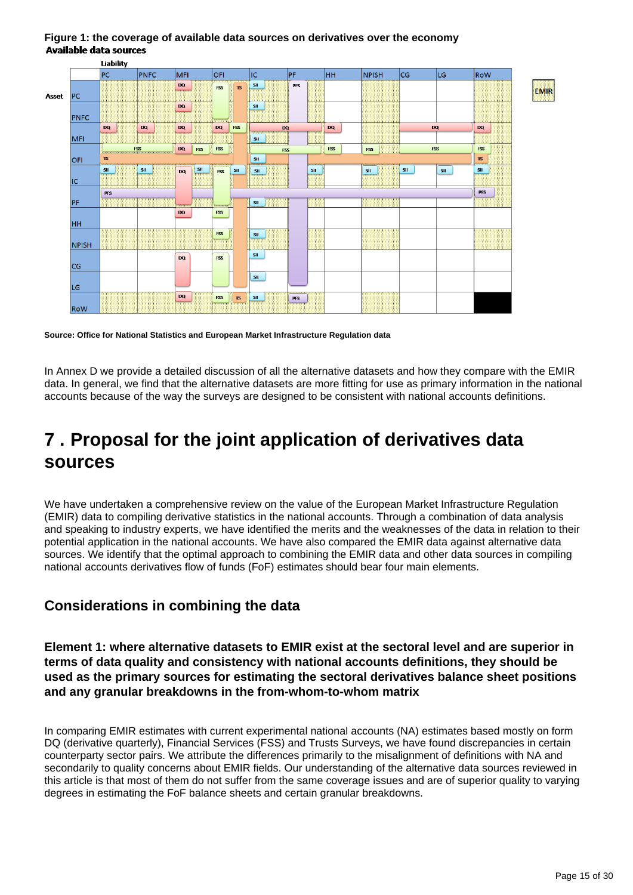**Figure 1: the coverage of available data sources on derivatives over the economy**

**Available data sources**

Source: Office for National Statistics and European Market Infrastructure Regulation data

In Annex D we provide a detailed discussion of all the alternative datasets and how they compare with the EMIR data. In general, we find that the alternative datasets are more fitting for use as primary information in the national accounts because of the way the surveys are designed to be consistent with national accounts definitions.

# 7 . Proposal for the joint application of derivatives data sources

We have undertaken a comprehensive review on the value of the European Market Infrastructure Regulation (EMIR) data to compiling derivative statistics in the national accounts. Through a combination of data analysis and speaking to industry experts, we have identified the merits and the weaknesses of the data in relation to their potential application in the national accounts. We have also compared the EMIR data against alternative data sources. We identify that the optimal approach to combining the EMIR data and other data sources in compiling national accounts derivatives flow of funds (FoF) estimates should bear four main elements.

## Considerations in combining the data

### Element 1: where alternative datasets to EMIR exist at the sectoral level and are superior in terms of data quality and consistency with national accounts definitions, they should be used as the primary sources for estimating the sectoral derivatives balance sheet positions and any granular breakdowns in the from-whom-to-whom matrix

In comparing EMIR estimates with current experimental national accounts (NA) estimates based mostly on form DQ (derivative quarterly), Financial Services (FSS) and Trusts Surveys, we have found discrepancies in certain counterparty sector pairs. We attribute the differences primarily to the misalignment of definitions with NA and secondarily to quality concerns about EMIR fields. Our understanding of the alternative data sources reviewed in this article is that most of them do not suffer from the same coverage issues and are of superior quality to varying degrees in estimating the FoF balance sheets and certain granular breakdowns.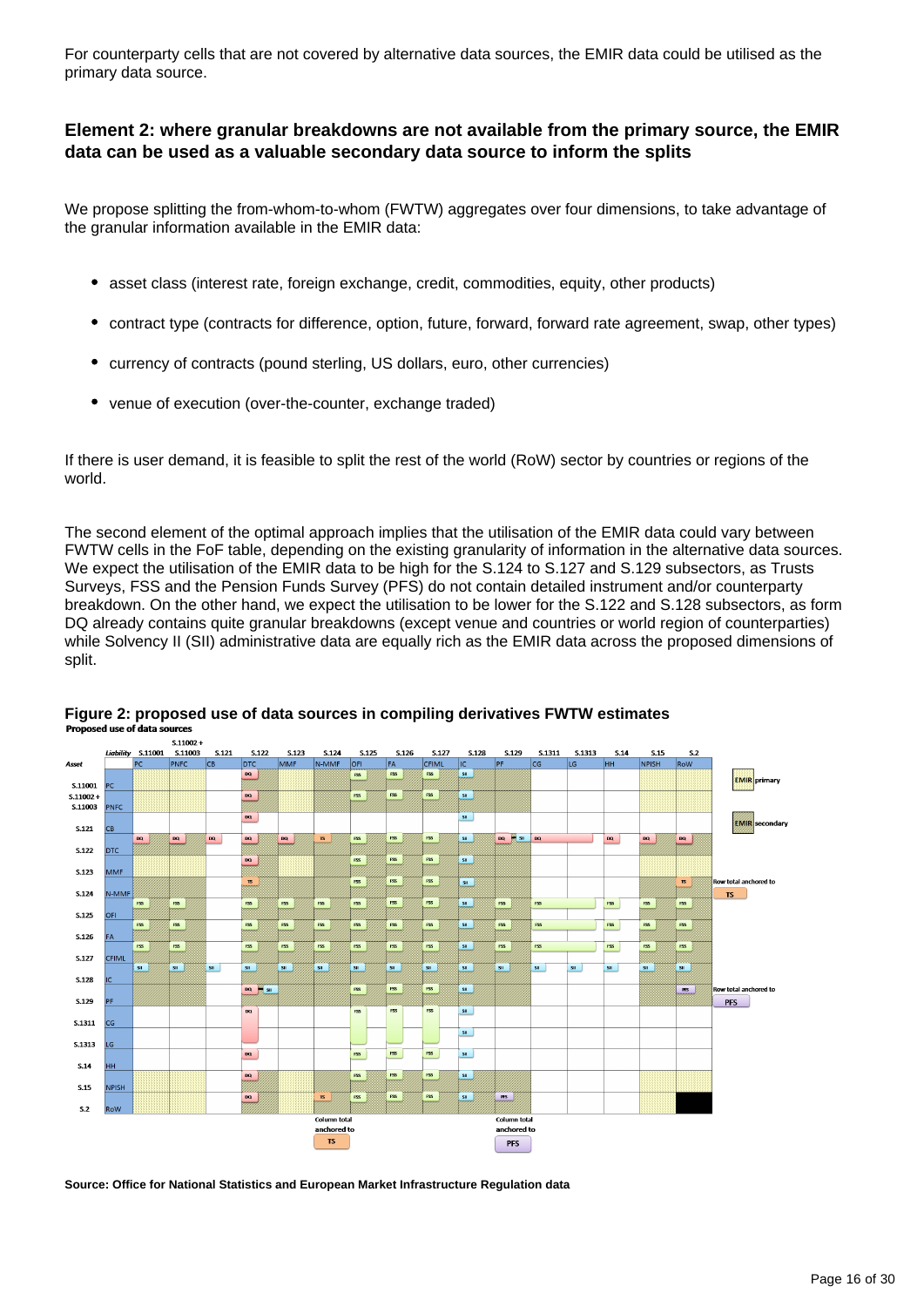For counterparty cells that are not covered by alternative data sources, the EMIR data could be utilised as the primary data source.

### Element 2: where granular breakdowns are not available from the primary source, the EMIR data can be used as a valuable secondary data source to inform the splits

We propose splitting the from-whom-to-whom (FWTW) aggregates over four dimensions, to take advantage of the granular information available in the EMIR data:

- asset class (interest rate, foreign exchange, credit, commodities, equity, other products)
- contract type (contracts for difference, option, future, forward, forward rate agreement, swap, other types)
- currency of contracts (pound sterling, US dollars, euro, other currencies)
- venue of execution (over-the-counter, exchange traded)

If there is user demand, it is feasible to split the rest of the world (RoW) sector by countries or regions of the world.

The second element of the optimal approach implies that the utilisation of the EMIR data could vary between FWTW cells in the FoF table, depending on the existing granularity of information in the alternative data sources. We expect the utilisation of the EMIR data to be high for the S.124 to S.127 and S.129 subsectors, as Trusts Surveys, FSS and the Pension Funds Survey (PFS) do not contain detailed instrument and/or counterparty breakdown. On the other hand, we expect the utilisation to be lower for the S.122 and S.128 subsectors, as form DQ already contains quite granular breakdowns (except venue and countries or world region of counterparties) while Solvency II (SII) administrative data are equally rich as the EMIR data across the proposed dimensions of split.

**Figure 2: proposed use of data sources in compiling derivatives FWTW estimates**

**Proposed use of data sources**

**Source: Office for National Statistics and European Market Infrastructure Regulation data**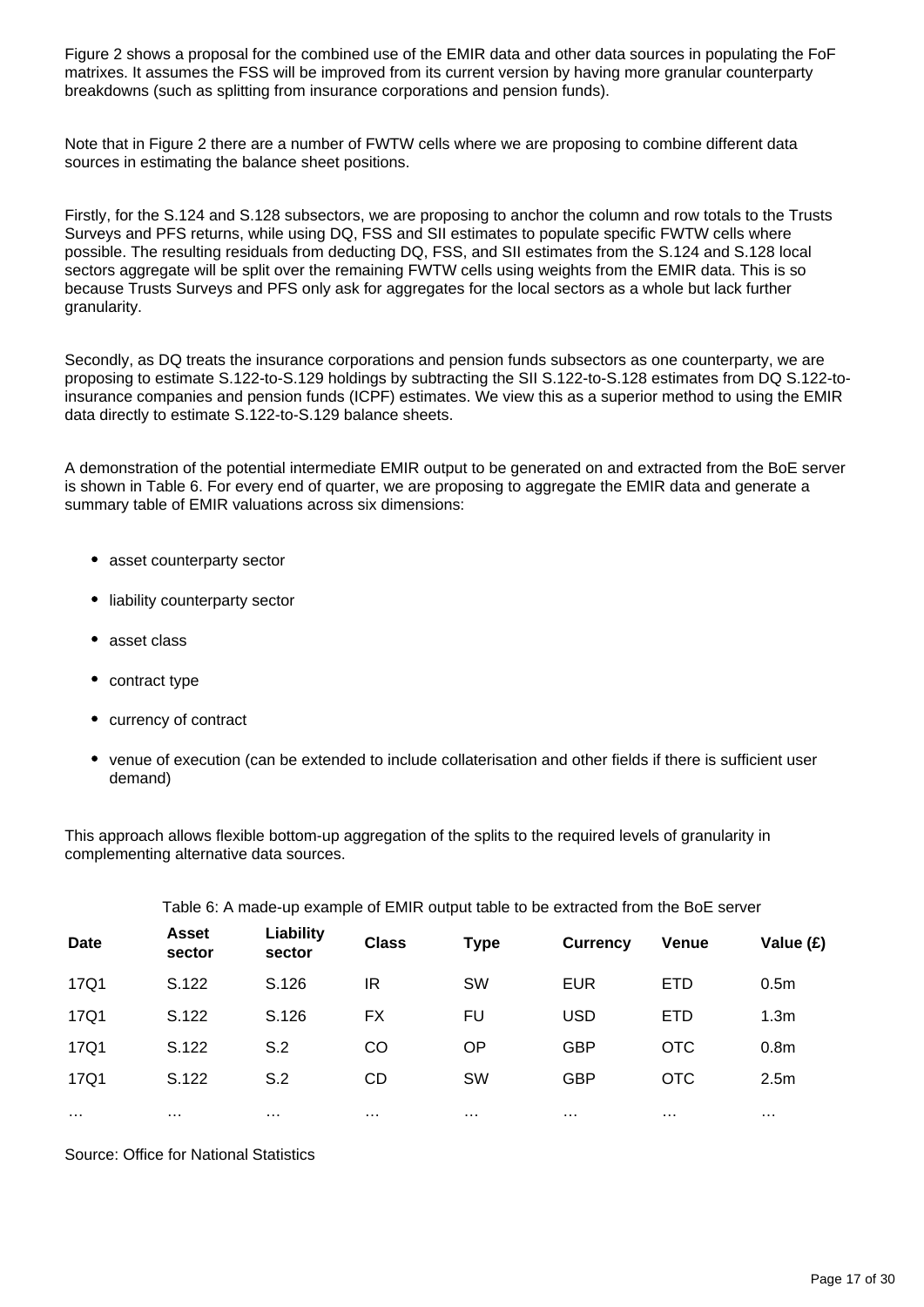Figure 2 shows a proposal for the combined use of the EMIR data and other data sources in populating the FoF matrixes. It assumes the FSS will be improved from its current version by having more granular counterparty breakdowns (such as splitting from insurance corporations and pension funds).

Note that in Figure 2 there are a number of FWTW cells where we are proposing to combine different data sources in estimating the balance sheet positions.

Firstly, for the S.124 and S.128 subsectors, we are proposing to anchor the column and row totals to the Trusts Surveys and PFS returns, while using DQ, FSS and SII estimates to populate specific FWTW cells where possible. The resulting residuals from deducting DQ, FSS, and SII estimates from the S.124 and S.128 local sectors aggregate will be split over the remaining FWTW cells using weights from the EMIR data. This is so because Trusts Surveys and PFS only ask for aggregates for the local sectors as a whole but lack further granularity.

Secondly, as DQ treats the insurance corporations and pension funds subsectors as one counterparty, we are proposing to estimate S.122-to-S.129 holdings by subtracting the SII S.122-to-S.128 estimates from DQ S.122-to-insurance companies and pension funds (ICPF) estimates. We view this as a superior method to using the EMIR data directly to estimate S.122-to-S.129 balance sheets.

A demonstration of the potential intermediate EMIR output to be generated on and extracted from the BoE server is shown in Table 6. For every end of quarter, we are proposing to aggregate the EMIR data and generate a summary table of EMIR valuations across six dimensions:

- asset counterparty sector
- liability counterparty sector
- asset class
- contract type
- currency of contract
- venue of execution (can be extended to include collaterisation and other fields if there is sufficient user demand)

This approach allows flexible bottom-up aggregation of the splits to the required levels of granularity in complementing alternative data sources.

Table 6: A made-up example of EMIR output table to be extracted from the BoE server

| Date | Asset sector | Liability sector | Class | Type | Currency | Venue | Value (£) |
|---|---|---|---|---|---|---|---|
| 17Q1 | S.122 | S.126 | IR | SW | EUR | ETD | 0.5m |
| 17Q1 | S.122 | S.126 | FX | FU | USD | ETD | 1.3m |
| 17Q1 | S.122 | S.2 | CO | OP | GBP | OTC | 0.8m |
| 17Q1 | S.122 | S.2 | CD | SW | GBP | OTC | 2.5m |
| … | … | … | … | … | … | … | … |

Source: Office for National Statistics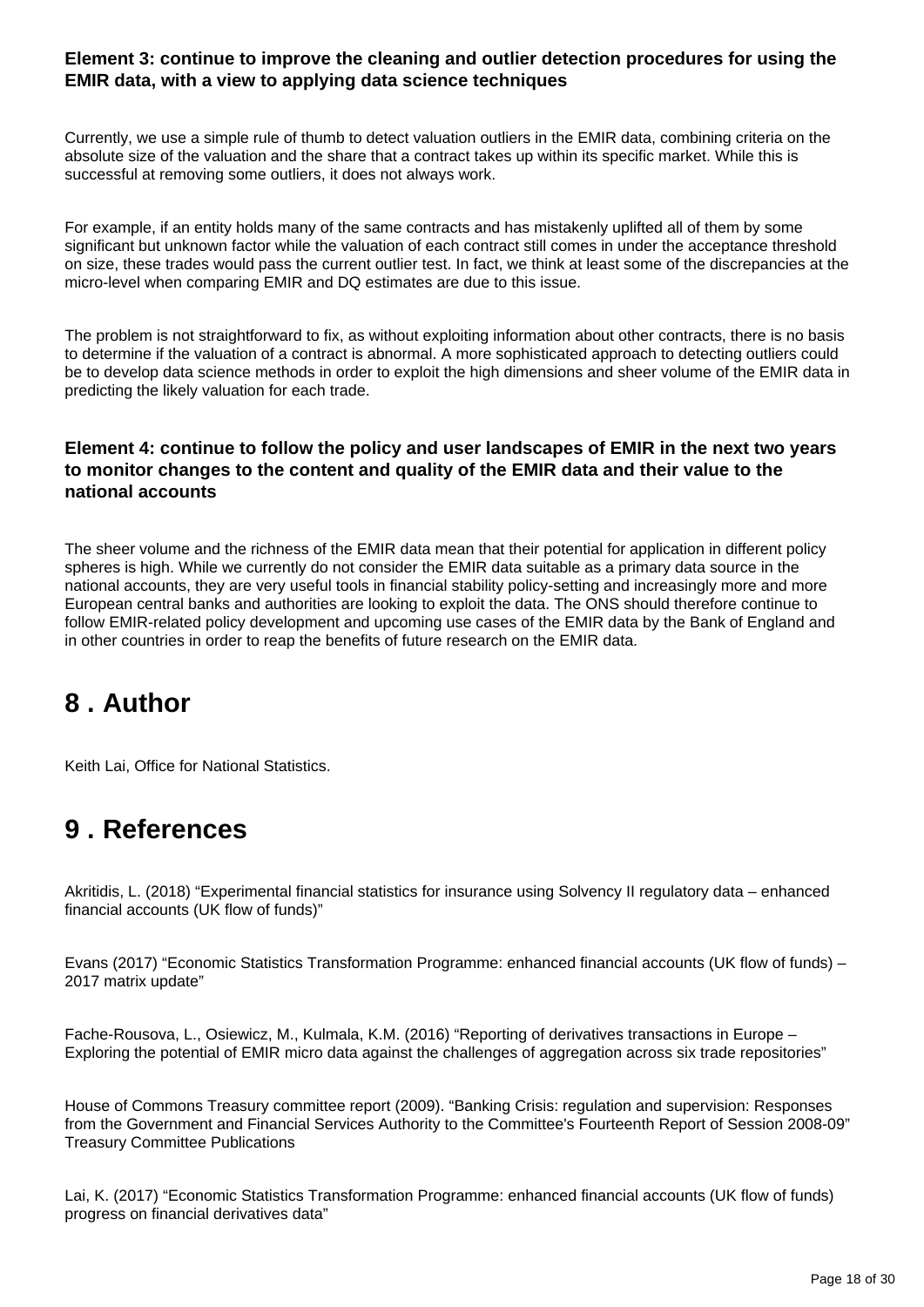### Element 3: continue to improve the cleaning and outlier detection procedures for using the EMIR data, with a view to applying data science techniques

Currently, we use a simple rule of thumb to detect valuation outliers in the EMIR data, combining criteria on the absolute size of the valuation and the share that a contract takes up within its specific market. While this is successful at removing some outliers, it does not always work.

For example, if an entity holds many of the same contracts and has mistakenly uplifted all of them by some significant but unknown factor while the valuation of each contract still comes in under the acceptance threshold on size, these trades would pass the current outlier test. In fact, we think at least some of the discrepancies at the micro-level when comparing EMIR and DQ estimates are due to this issue.

The problem is not straightforward to fix, as without exploiting information about other contracts, there is no basis to determine if the valuation of a contract is abnormal. A more sophisticated approach to detecting outliers could be to develop data science methods in order to exploit the high dimensions and sheer volume of the EMIR data in predicting the likely valuation for each trade.

### Element 4: continue to follow the policy and user landscapes of EMIR in the next two years to monitor changes to the content and quality of the EMIR data and their value to the national accounts

The sheer volume and the richness of the EMIR data mean that their potential for application in different policy spheres is high. While we currently do not consider the EMIR data suitable as a primary data source in the national accounts, they are very useful tools in financial stability policy-setting and increasingly more and more European central banks and authorities are looking to exploit the data. The ONS should therefore continue to follow EMIR-related policy development and upcoming use cases of the EMIR data by the Bank of England and in other countries in order to reap the benefits of future research on the EMIR data.

## 8 . Author

Keith Lai, Office for National Statistics.

## 9 . References

Akritidis, L. (2018) "Experimental financial statistics for insurance using Solvency II regulatory data – enhanced financial accounts (UK flow of funds)"

Evans (2017) "Economic Statistics Transformation Programme: enhanced financial accounts (UK flow of funds) – 2017 matrix update"

Fache-Rousova, L., Osiewicz, M., Kulmala, K.M. (2016) "Reporting of derivatives transactions in Europe – Exploring the potential of EMIR micro data against the challenges of aggregation across six trade repositories"

House of Commons Treasury committee report (2009). "Banking Crisis: regulation and supervision: Responses from the Government and Financial Services Authority to the Committee's Fourteenth Report of Session 2008-09" Treasury Committee Publications

Lai, K. (2017) "Economic Statistics Transformation Programme: enhanced financial accounts (UK flow of funds) progress on financial derivatives data"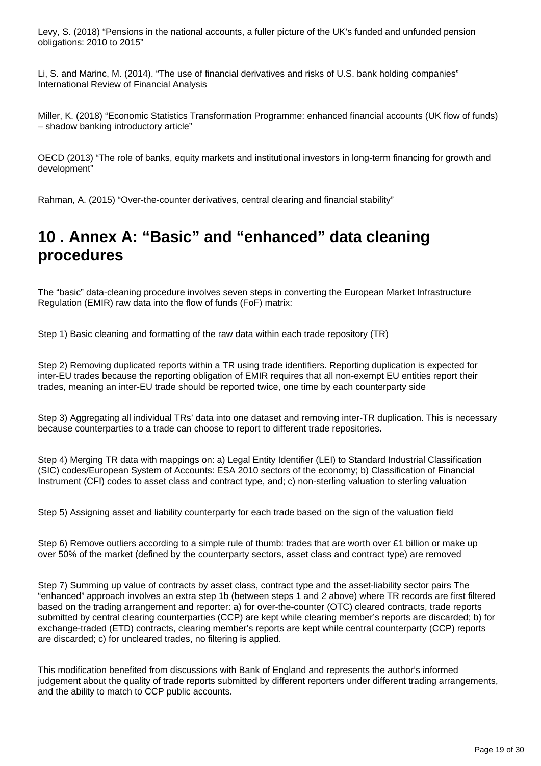Levy, S. (2018) “Pensions in the national accounts, a fuller picture of the UK’s funded and unfunded pension obligations: 2010 to 2015”

Li, S. and Marinc, M. (2014). “The use of financial derivatives and risks of U.S. bank holding companies” International Review of Financial Analysis

Miller, K. (2018) “Economic Statistics Transformation Programme: enhanced financial accounts (UK flow of funds) – shadow banking introductory article”

OECD (2013) “The role of banks, equity markets and institutional investors in long-term financing for growth and development”

Rahman, A. (2015) “Over-the-counter derivatives, central clearing and financial stability”

## 10 . Annex A: “Basic” and “enhanced” data cleaning procedures

The “basic” data-cleaning procedure involves seven steps in converting the European Market Infrastructure Regulation (EMIR) raw data into the flow of funds (FoF) matrix:

Step 1) Basic cleaning and formatting of the raw data within each trade repository (TR)

Step 2) Removing duplicated reports within a TR using trade identifiers. Reporting duplication is expected for inter-EU trades because the reporting obligation of EMIR requires that all non-exempt EU entities report their trades, meaning an inter-EU trade should be reported twice, one time by each counterparty side

Step 3) Aggregating all individual TRs’ data into one dataset and removing inter-TR duplication. This is necessary because counterparties to a trade can choose to report to different trade repositories.

Step 4) Merging TR data with mappings on: a) Legal Entity Identifier (LEI) to Standard Industrial Classification (SIC) codes/European System of Accounts: ESA 2010 sectors of the economy; b) Classification of Financial Instrument (CFI) codes to asset class and contract type, and; c) non-sterling valuation to sterling valuation

Step 5) Assigning asset and liability counterparty for each trade based on the sign of the valuation field

Step 6) Remove outliers according to a simple rule of thumb: trades that are worth over £1 billion or make up over 50% of the market (defined by the counterparty sectors, asset class and contract type) are removed

Step 7) Summing up value of contracts by asset class, contract type and the asset-liability sector pairs The “enhanced” approach involves an extra step 1b (between steps 1 and 2 above) where TR records are first filtered based on the trading arrangement and reporter: a) for over-the-counter (OTC) cleared contracts, trade reports submitted by central clearing counterparties (CCP) are kept while clearing member’s reports are discarded; b) for exchange-traded (ETD) contracts, clearing member’s reports are kept while central counterparty (CCP) reports are discarded; c) for uncleared trades, no filtering is applied.

This modification benefited from discussions with Bank of England and represents the author’s informed judgement about the quality of trade reports submitted by different reporters under different trading arrangements, and the ability to match to CCP public accounts.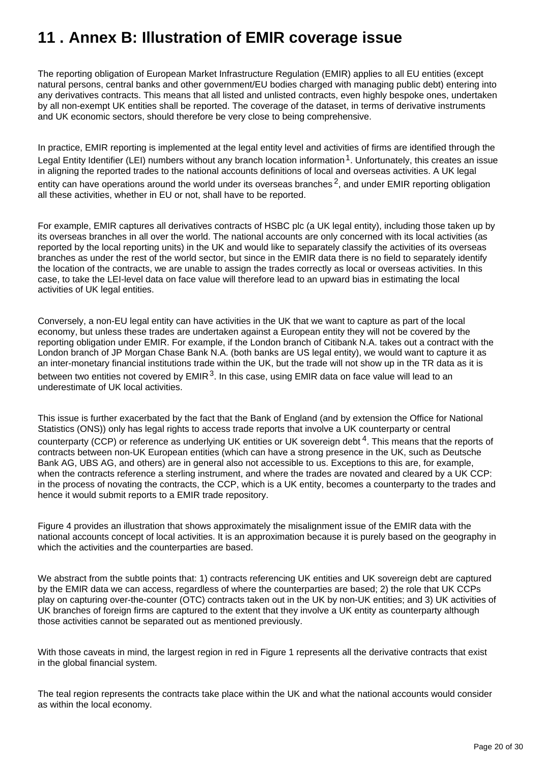# 11 . Annex B: Illustration of EMIR coverage issue

The reporting obligation of European Market Infrastructure Regulation (EMIR) applies to all EU entities (except natural persons, central banks and other government/EU bodies charged with managing public debt) entering into any derivatives contracts. This means that all listed and unlisted contracts, even highly bespoke ones, undertaken by all non-exempt UK entities shall be reported. The coverage of the dataset, in terms of derivative instruments and UK economic sectors, should therefore be very close to being comprehensive.

In practice, EMIR reporting is implemented at the legal entity level and activities of firms are identified through the Legal Entity Identifier (LEI) numbers without any branch location information[1]. Unfortunately, this creates an issue in aligning the reported trades to the national accounts definitions of local and overseas activities. A UK legal entity can have operations around the world under its overseas branches[2], and under EMIR reporting obligation all these activities, whether in EU or not, shall have to be reported.

For example, EMIR captures all derivatives contracts of HSBC plc (a UK legal entity), including those taken up by its overseas branches in all over the world. The national accounts are only concerned with its local activities (as reported by the local reporting units) in the UK and would like to separately classify the activities of its overseas branches as under the rest of the world sector, but since in the EMIR data there is no field to separately identify the location of the contracts, we are unable to assign the trades correctly as local or overseas activities. In this case, to take the LEI-level data on face value will therefore lead to an upward bias in estimating the local activities of UK legal entities.

Conversely, a non-EU legal entity can have activities in the UK that we want to capture as part of the local economy, but unless these trades are undertaken against a European entity they will not be covered by the reporting obligation under EMIR. For example, if the London branch of Citibank N.A. takes out a contract with the London branch of JP Morgan Chase Bank N.A. (both banks are US legal entity), we would want to capture it as an inter-monetary financial institutions trade within the UK, but the trade will not show up in the TR data as it is between two entities not covered by EMIR[3]. In this case, using EMIR data on face value will lead to an underestimate of UK local activities.

This issue is further exacerbated by the fact that the Bank of England (and by extension the Office for National Statistics (ONS)) only has legal rights to access trade reports that involve a UK counterparty or central counterparty (CCP) or reference as underlying UK entities or UK sovereign debt[4]. This means that the reports of contracts between non-UK European entities (which can have a strong presence in the UK, such as Deutsche Bank AG, UBS AG, and others) are in general also not accessible to us. Exceptions to this are, for example, when the contracts reference a sterling instrument, and where the trades are novated and cleared by a UK CCP: in the process of novating the contracts, the CCP, which is a UK entity, becomes a counterparty to the trades and hence it would submit reports to a EMIR trade repository.

Figure 4 provides an illustration that shows approximately the misalignment issue of the EMIR data with the national accounts concept of local activities. It is an approximation because it is purely based on the geography in which the activities and the counterparties are based.

We abstract from the subtle points that: 1) contracts referencing UK entities and UK sovereign debt are captured by the EMIR data we can access, regardless of where the counterparties are based; 2) the role that UK CCPs play on capturing over-the-counter (OTC) contracts taken out in the UK by non-UK entities; and 3) UK activities of UK branches of foreign firms are captured to the extent that they involve a UK entity as counterparty although those activities cannot be separated out as mentioned previously.

With those caveats in mind, the largest region in red in Figure 1 represents all the derivative contracts that exist in the global financial system.

The teal region represents the contracts take place within the UK and what the national accounts would consider as within the local economy.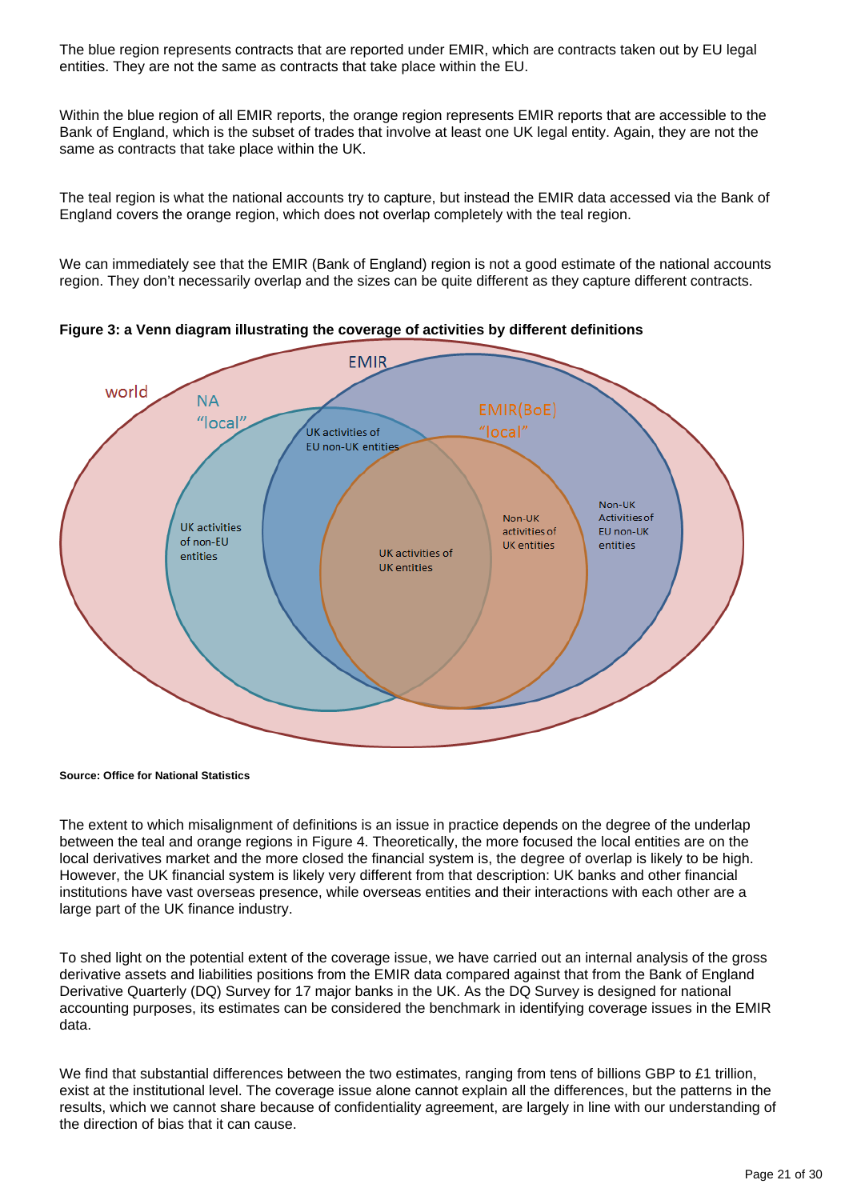The blue region represents contracts that are reported under EMIR, which are contracts taken out by EU legal entities. They are not the same as contracts that take place within the EU.

Within the blue region of all EMIR reports, the orange region represents EMIR reports that are accessible to the Bank of England, which is the subset of trades that involve at least one UK legal entity. Again, they are not the same as contracts that take place within the UK.

The teal region is what the national accounts try to capture, but instead the EMIR data accessed via the Bank of England covers the orange region, which does not overlap completely with the teal region.

We can immediately see that the EMIR (Bank of England) region is not a good estimate of the national accounts region. They don't necessarily overlap and the sizes can be quite different as they capture different contracts.

**Figure 3: a Venn diagram illustrating the coverage of activities by different definitions**

**Source: Office for National Statistics**

The extent to which misalignment of definitions is an issue in practice depends on the degree of the underlap between the teal and orange regions in Figure 4. Theoretically, the more focused the local entities are on the local derivatives market and the more closed the financial system is, the degree of overlap is likely to be high. However, the UK financial system is likely very different from that description: UK banks and other financial institutions have vast overseas presence, while overseas entities and their interactions with each other are a large part of the UK finance industry.

To shed light on the potential extent of the coverage issue, we have carried out an internal analysis of the gross derivative assets and liabilities positions from the EMIR data compared against that from the Bank of England Derivative Quarterly (DQ) Survey for 17 major banks in the UK. As the DQ Survey is designed for national accounting purposes, its estimates can be considered the benchmark in identifying coverage issues in the EMIR data.

We find that substantial differences between the two estimates, ranging from tens of billions GBP to £1 trillion, exist at the institutional level. The coverage issue alone cannot explain all the differences, but the patterns in the results, which we cannot share because of confidentiality agreement, are largely in line with our understanding of the direction of bias that it can cause.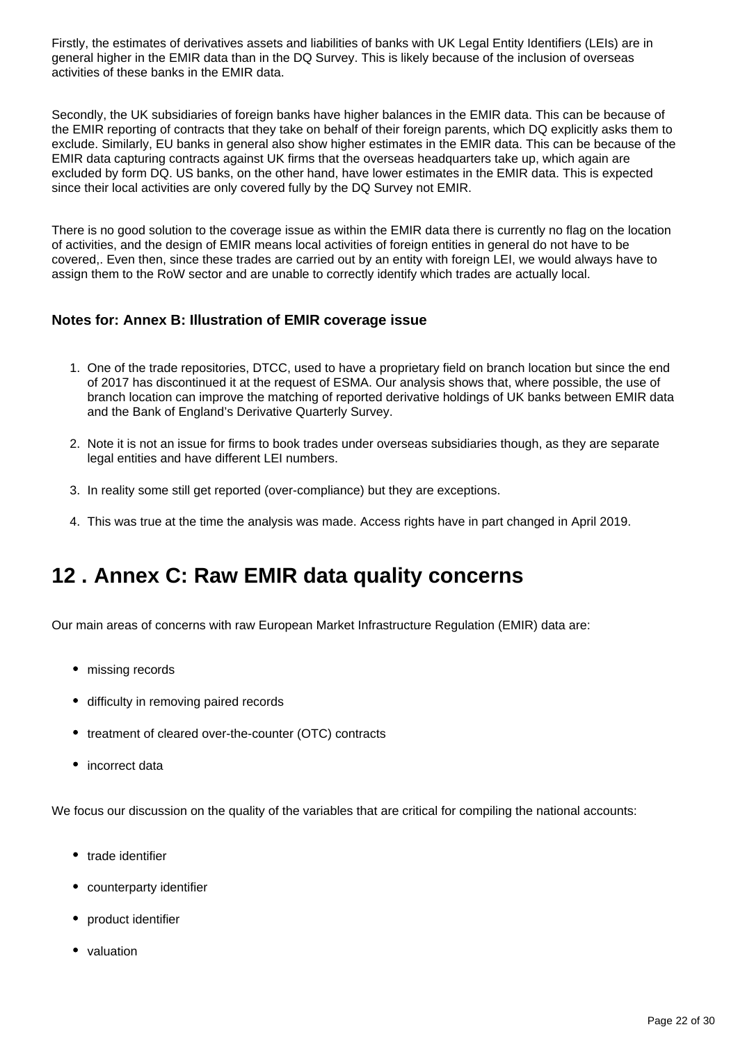Firstly, the estimates of derivatives assets and liabilities of banks with UK Legal Entity Identifiers (LEIs) are in general higher in the EMIR data than in the DQ Survey. This is likely because of the inclusion of overseas activities of these banks in the EMIR data.

Secondly, the UK subsidiaries of foreign banks have higher balances in the EMIR data. This can be because of the EMIR reporting of contracts that they take on behalf of their foreign parents, which DQ explicitly asks them to exclude. Similarly, EU banks in general also show higher estimates in the EMIR data. This can be because of the EMIR data capturing contracts against UK firms that the overseas headquarters take up, which again are excluded by form DQ. US banks, on the other hand, have lower estimates in the EMIR data. This is expected since their local activities are only covered fully by the DQ Survey not EMIR.

There is no good solution to the coverage issue as within the EMIR data there is currently no flag on the location of activities, and the design of EMIR means local activities of foreign entities in general do not have to be covered,. Even then, since these trades are carried out by an entity with foreign LEI, we would always have to assign them to the RoW sector and are unable to correctly identify which trades are actually local.

### Notes for: Annex B: Illustration of EMIR coverage issue

1. One of the trade repositories, DTCC, used to have a proprietary field on branch location but since the end of 2017 has discontinued it at the request of ESMA. Our analysis shows that, where possible, the use of branch location can improve the matching of reported derivative holdings of UK banks between EMIR data and the Bank of England's Derivative Quarterly Survey.

2. Note it is not an issue for firms to book trades under overseas subsidiaries though, as they are separate legal entities and have different LEI numbers.

3. In reality some still get reported (over-compliance) but they are exceptions.

4. This was true at the time the analysis was made. Access rights have in part changed in April 2019.

## 12 . Annex C: Raw EMIR data quality concerns

Our main areas of concerns with raw European Market Infrastructure Regulation (EMIR) data are:

- missing records
- difficulty in removing paired records
- treatment of cleared over-the-counter (OTC) contracts
- incorrect data

We focus our discussion on the quality of the variables that are critical for compiling the national accounts:

- trade identifier
- counterparty identifier
- product identifier
- valuation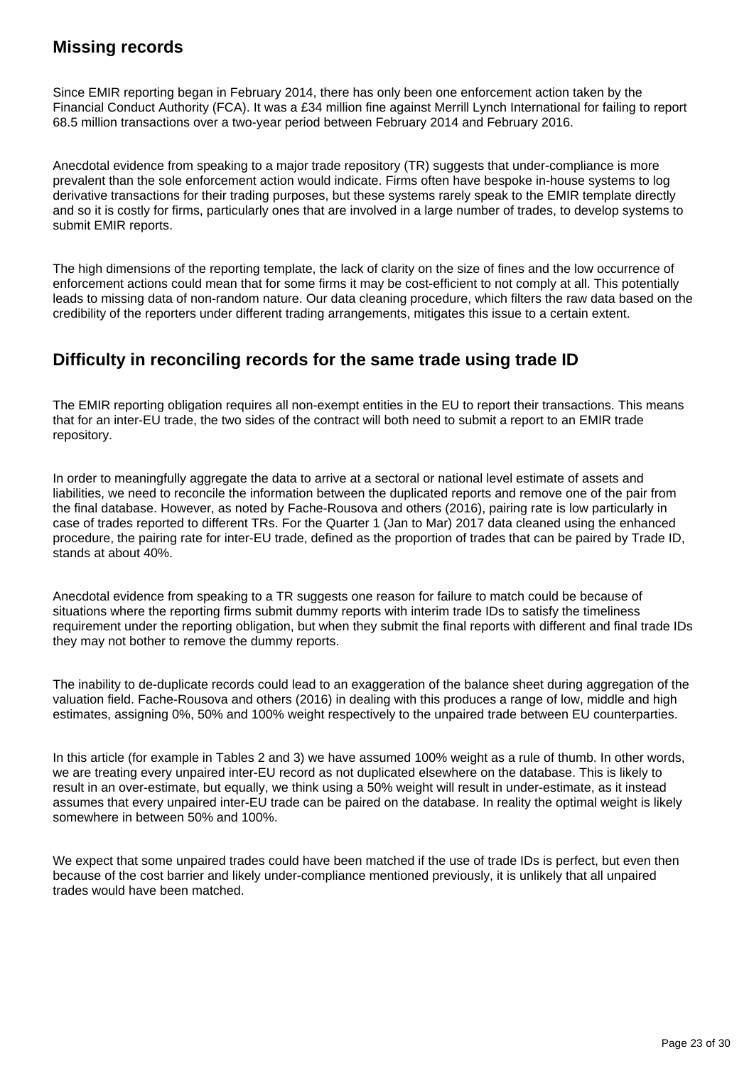## Missing records

Since EMIR reporting began in February 2014, there has only been one enforcement action taken by the Financial Conduct Authority (FCA). It was a £34 million fine against Merrill Lynch International for failing to report 68.5 million transactions over a two-year period between February 2014 and February 2016.

Anecdotal evidence from speaking to a major trade repository (TR) suggests that under-compliance is more prevalent than the sole enforcement action would indicate. Firms often have bespoke in-house systems to log derivative transactions for their trading purposes, but these systems rarely speak to the EMIR template directly and so it is costly for firms, particularly ones that are involved in a large number of trades, to develop systems to submit EMIR reports.

The high dimensions of the reporting template, the lack of clarity on the size of fines and the low occurrence of enforcement actions could mean that for some firms it may be cost-efficient to not comply at all. This potentially leads to missing data of non-random nature. Our data cleaning procedure, which filters the raw data based on the credibility of the reporters under different trading arrangements, mitigates this issue to a certain extent.

## Difficulty in reconciling records for the same trade using trade ID

The EMIR reporting obligation requires all non-exempt entities in the EU to report their transactions. This means that for an inter-EU trade, the two sides of the contract will both need to submit a report to an EMIR trade repository.

In order to meaningfully aggregate the data to arrive at a sectoral or national level estimate of assets and liabilities, we need to reconcile the information between the duplicated reports and remove one of the pair from the final database. However, as noted by Fache-Rousova and others (2016), pairing rate is low particularly in case of trades reported to different TRs. For the Quarter 1 (Jan to Mar) 2017 data cleaned using the enhanced procedure, the pairing rate for inter-EU trade, defined as the proportion of trades that can be paired by Trade ID, stands at about 40%.

Anecdotal evidence from speaking to a TR suggests one reason for failure to match could be because of situations where the reporting firms submit dummy reports with interim trade IDs to satisfy the timeliness requirement under the reporting obligation, but when they submit the final reports with different and final trade IDs they may not bother to remove the dummy reports.

The inability to de-duplicate records could lead to an exaggeration of the balance sheet during aggregation of the valuation field. Fache-Rousova and others (2016) in dealing with this produces a range of low, middle and high estimates, assigning 0%, 50% and 100% weight respectively to the unpaired trade between EU counterparties.

In this article (for example in Tables 2 and 3) we have assumed 100% weight as a rule of thumb. In other words, we are treating every unpaired inter-EU record as not duplicated elsewhere on the database. This is likely to result in an over-estimate, but equally, we think using a 50% weight will result in under-estimate, as it instead assumes that every unpaired inter-EU trade can be paired on the database. In reality the optimal weight is likely somewhere in between 50% and 100%.

We expect that some unpaired trades could have been matched if the use of trade IDs is perfect, but even then because of the cost barrier and likely under-compliance mentioned previously, it is unlikely that all unpaired trades would have been matched.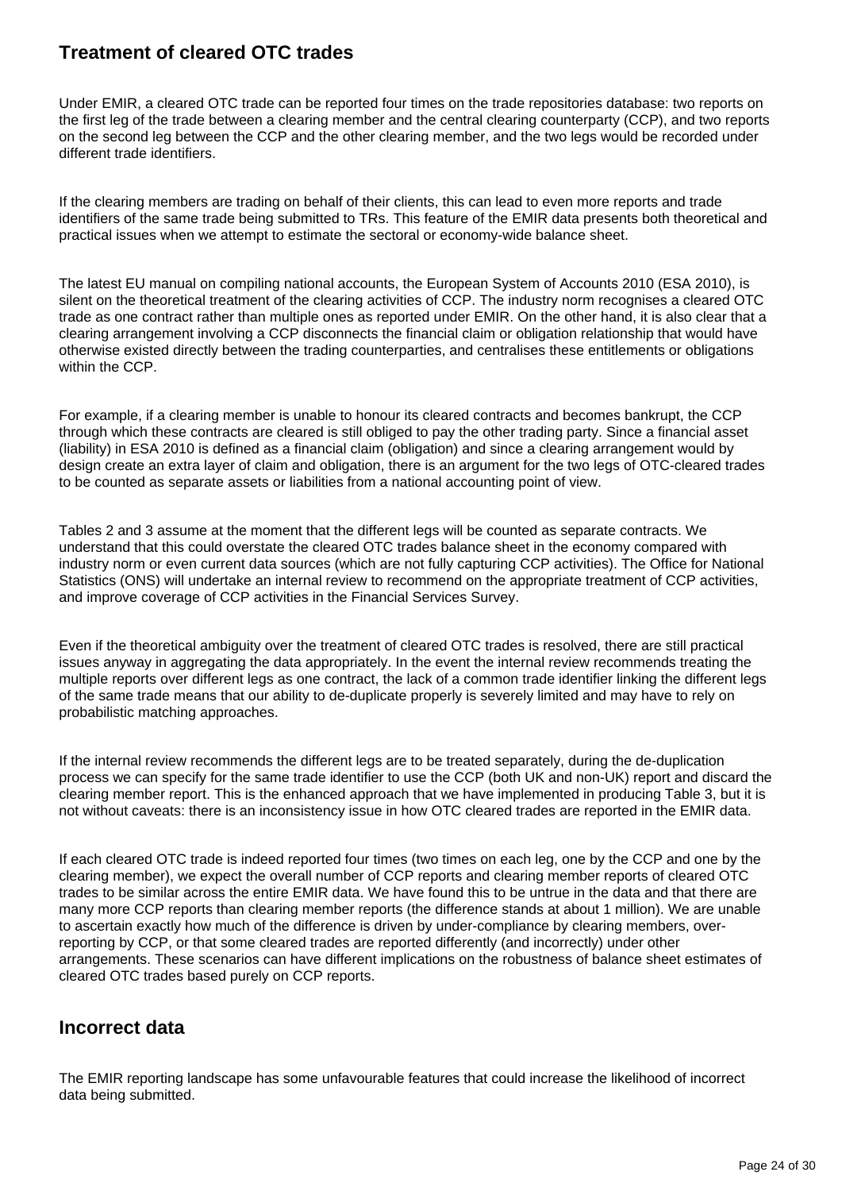## Treatment of cleared OTC trades

Under EMIR, a cleared OTC trade can be reported four times on the trade repositories database: two reports on the first leg of the trade between a clearing member and the central clearing counterparty (CCP), and two reports on the second leg between the CCP and the other clearing member, and the two legs would be recorded under different trade identifiers.

If the clearing members are trading on behalf of their clients, this can lead to even more reports and trade identifiers of the same trade being submitted to TRs. This feature of the EMIR data presents both theoretical and practical issues when we attempt to estimate the sectoral or economy-wide balance sheet.

The latest EU manual on compiling national accounts, the European System of Accounts 2010 (ESA 2010), is silent on the theoretical treatment of the clearing activities of CCP. The industry norm recognises a cleared OTC trade as one contract rather than multiple ones as reported under EMIR. On the other hand, it is also clear that a clearing arrangement involving a CCP disconnects the financial claim or obligation relationship that would have otherwise existed directly between the trading counterparties, and centralises these entitlements or obligations within the CCP.

For example, if a clearing member is unable to honour its cleared contracts and becomes bankrupt, the CCP through which these contracts are cleared is still obliged to pay the other trading party. Since a financial asset (liability) in ESA 2010 is defined as a financial claim (obligation) and since a clearing arrangement would by design create an extra layer of claim and obligation, there is an argument for the two legs of OTC-cleared trades to be counted as separate assets or liabilities from a national accounting point of view.

Tables 2 and 3 assume at the moment that the different legs will be counted as separate contracts. We understand that this could overstate the cleared OTC trades balance sheet in the economy compared with industry norm or even current data sources (which are not fully capturing CCP activities). The Office for National Statistics (ONS) will undertake an internal review to recommend on the appropriate treatment of CCP activities, and improve coverage of CCP activities in the Financial Services Survey.

Even if the theoretical ambiguity over the treatment of cleared OTC trades is resolved, there are still practical issues anyway in aggregating the data appropriately. In the event the internal review recommends treating the multiple reports over different legs as one contract, the lack of a common trade identifier linking the different legs of the same trade means that our ability to de-duplicate properly is severely limited and may have to rely on probabilistic matching approaches.

If the internal review recommends the different legs are to be treated separately, during the de-duplication process we can specify for the same trade identifier to use the CCP (both UK and non-UK) report and discard the clearing member report. This is the enhanced approach that we have implemented in producing Table 3, but it is not without caveats: there is an inconsistency issue in how OTC cleared trades are reported in the EMIR data.

If each cleared OTC trade is indeed reported four times (two times on each leg, one by the CCP and one by the clearing member), we expect the overall number of CCP reports and clearing member reports of cleared OTC trades to be similar across the entire EMIR data. We have found this to be untrue in the data and that there are many more CCP reports than clearing member reports (the difference stands at about 1 million). We are unable to ascertain exactly how much of the difference is driven by under-compliance by clearing members, over-reporting by CCP, or that some cleared trades are reported differently (and incorrectly) under other arrangements. These scenarios can have different implications on the robustness of balance sheet estimates of cleared OTC trades based purely on CCP reports.

## Incorrect data

The EMIR reporting landscape has some unfavourable features that could increase the likelihood of incorrect data being submitted.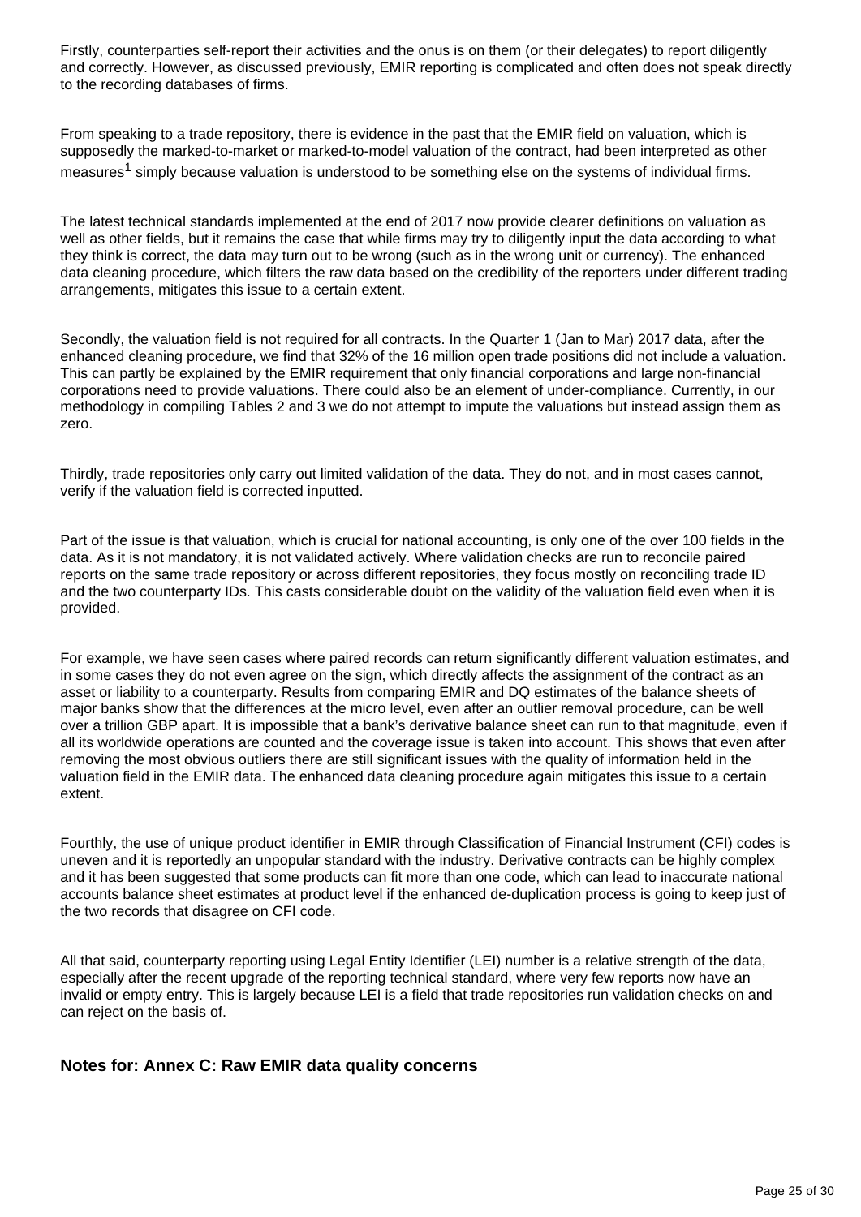Firstly, counterparties self-report their activities and the onus is on them (or their delegates) to report diligently and correctly. However, as discussed previously, EMIR reporting is complicated and often does not speak directly to the recording databases of firms.

From speaking to a trade repository, there is evidence in the past that the EMIR field on valuation, which is supposedly the marked-to-market or marked-to-model valuation of the contract, had been interpreted as other measures[1] simply because valuation is understood to be something else on the systems of individual firms.

The latest technical standards implemented at the end of 2017 now provide clearer definitions on valuation as well as other fields, but it remains the case that while firms may try to diligently input the data according to what they think is correct, the data may turn out to be wrong (such as in the wrong unit or currency). The enhanced data cleaning procedure, which filters the raw data based on the credibility of the reporters under different trading arrangements, mitigates this issue to a certain extent.

Secondly, the valuation field is not required for all contracts. In the Quarter 1 (Jan to Mar) 2017 data, after the enhanced cleaning procedure, we find that 32% of the 16 million open trade positions did not include a valuation. This can partly be explained by the EMIR requirement that only financial corporations and large non-financial corporations need to provide valuations. There could also be an element of under-compliance. Currently, in our methodology in compiling Tables 2 and 3 we do not attempt to impute the valuations but instead assign them as zero.

Thirdly, trade repositories only carry out limited validation of the data. They do not, and in most cases cannot, verify if the valuation field is corrected inputted.

Part of the issue is that valuation, which is crucial for national accounting, is only one of the over 100 fields in the data. As it is not mandatory, it is not validated actively. Where validation checks are run to reconcile paired reports on the same trade repository or across different repositories, they focus mostly on reconciling trade ID and the two counterparty IDs. This casts considerable doubt on the validity of the valuation field even when it is provided.

For example, we have seen cases where paired records can return significantly different valuation estimates, and in some cases they do not even agree on the sign, which directly affects the assignment of the contract as an asset or liability to a counterparty. Results from comparing EMIR and DQ estimates of the balance sheets of major banks show that the differences at the micro level, even after an outlier removal procedure, can be well over a trillion GBP apart. It is impossible that a bank's derivative balance sheet can run to that magnitude, even if all its worldwide operations are counted and the coverage issue is taken into account. This shows that even after removing the most obvious outliers there are still significant issues with the quality of information held in the valuation field in the EMIR data. The enhanced data cleaning procedure again mitigates this issue to a certain extent.

Fourthly, the use of unique product identifier in EMIR through Classification of Financial Instrument (CFI) codes is uneven and it is reportedly an unpopular standard with the industry. Derivative contracts can be highly complex and it has been suggested that some products can fit more than one code, which can lead to inaccurate national accounts balance sheet estimates at product level if the enhanced de-duplication process is going to keep just of the two records that disagree on CFI code.

All that said, counterparty reporting using Legal Entity Identifier (LEI) number is a relative strength of the data, especially after the recent upgrade of the reporting technical standard, where very few reports now have an invalid or empty entry. This is largely because LEI is a field that trade repositories run validation checks on and can reject on the basis of.

### Notes for: Annex C: Raw EMIR data quality concerns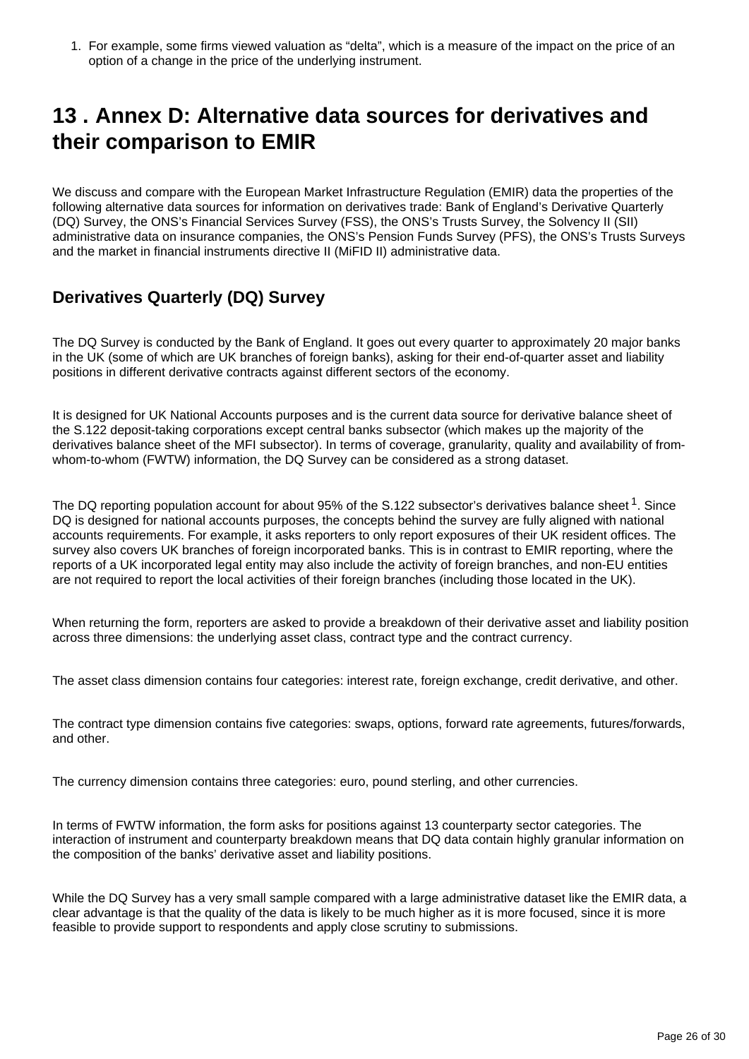1. For example, some firms viewed valuation as "delta", which is a measure of the impact on the price of an option of a change in the price of the underlying instrument.

# 13 . Annex D: Alternative data sources for derivatives and their comparison to EMIR

We discuss and compare with the European Market Infrastructure Regulation (EMIR) data the properties of the following alternative data sources for information on derivatives trade: Bank of England's Derivative Quarterly (DQ) Survey, the ONS's Financial Services Survey (FSS), the ONS's Trusts Survey, the Solvency II (SII) administrative data on insurance companies, the ONS's Pension Funds Survey (PFS), the ONS's Trusts Surveys and the market in financial instruments directive II (MiFID II) administrative data.

## Derivatives Quarterly (DQ) Survey

The DQ Survey is conducted by the Bank of England. It goes out every quarter to approximately 20 major banks in the UK (some of which are UK branches of foreign banks), asking for their end-of-quarter asset and liability positions in different derivative contracts against different sectors of the economy.

It is designed for UK National Accounts purposes and is the current data source for derivative balance sheet of the S.122 deposit-taking corporations except central banks subsector (which makes up the majority of the derivatives balance sheet of the MFI subsector). In terms of coverage, granularity, quality and availability of from-whom-to-whom (FWTW) information, the DQ Survey can be considered as a strong dataset.

The DQ reporting population account for about 95% of the S.122 subsector's derivatives balance sheet [1]. Since DQ is designed for national accounts purposes, the concepts behind the survey are fully aligned with national accounts requirements. For example, it asks reporters to only report exposures of their UK resident offices. The survey also covers UK branches of foreign incorporated banks. This is in contrast to EMIR reporting, where the reports of a UK incorporated legal entity may also include the activity of foreign branches, and non-EU entities are not required to report the local activities of their foreign branches (including those located in the UK).

When returning the form, reporters are asked to provide a breakdown of their derivative asset and liability position across three dimensions: the underlying asset class, contract type and the contract currency.

The asset class dimension contains four categories: interest rate, foreign exchange, credit derivative, and other.

The contract type dimension contains five categories: swaps, options, forward rate agreements, futures/forwards, and other.

The currency dimension contains three categories: euro, pound sterling, and other currencies.

In terms of FWTW information, the form asks for positions against 13 counterparty sector categories. The interaction of instrument and counterparty breakdown means that DQ data contain highly granular information on the composition of the banks' derivative asset and liability positions.

While the DQ Survey has a very small sample compared with a large administrative dataset like the EMIR data, a clear advantage is that the quality of the data is likely to be much higher as it is more focused, since it is more feasible to provide support to respondents and apply close scrutiny to submissions.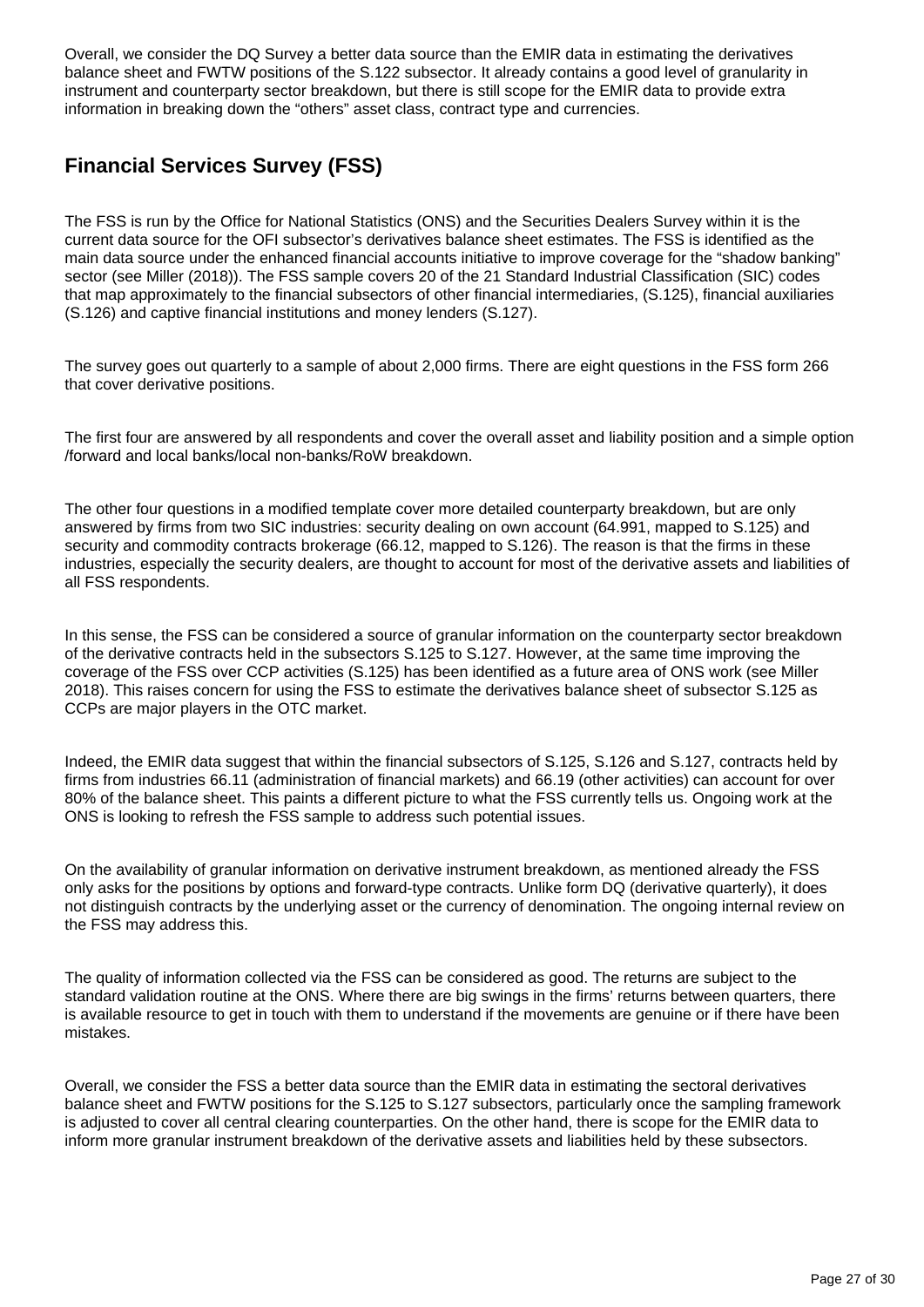Overall, we consider the DQ Survey a better data source than the EMIR data in estimating the derivatives balance sheet and FWTW positions of the S.122 subsector. It already contains a good level of granularity in instrument and counterparty sector breakdown, but there is still scope for the EMIR data to provide extra information in breaking down the "others" asset class, contract type and currencies.

## Financial Services Survey (FSS)

The FSS is run by the Office for National Statistics (ONS) and the Securities Dealers Survey within it is the current data source for the OFI subsector's derivatives balance sheet estimates. The FSS is identified as the main data source under the enhanced financial accounts initiative to improve coverage for the "shadow banking" sector (see Miller (2018)). The FSS sample covers 20 of the 21 Standard Industrial Classification (SIC) codes that map approximately to the financial subsectors of other financial intermediaries, (S.125), financial auxiliaries (S.126) and captive financial institutions and money lenders (S.127).

The survey goes out quarterly to a sample of about 2,000 firms. There are eight questions in the FSS form 266 that cover derivative positions.

The first four are answered by all respondents and cover the overall asset and liability position and a simple option /forward and local banks/local non-banks/RoW breakdown.

The other four questions in a modified template cover more detailed counterparty breakdown, but are only answered by firms from two SIC industries: security dealing on own account (64.991, mapped to S.125) and security and commodity contracts brokerage (66.12, mapped to S.126). The reason is that the firms in these industries, especially the security dealers, are thought to account for most of the derivative assets and liabilities of all FSS respondents.

In this sense, the FSS can be considered a source of granular information on the counterparty sector breakdown of the derivative contracts held in the subsectors S.125 to S.127. However, at the same time improving the coverage of the FSS over CCP activities (S.125) has been identified as a future area of ONS work (see Miller 2018). This raises concern for using the FSS to estimate the derivatives balance sheet of subsector S.125 as CCPs are major players in the OTC market.

Indeed, the EMIR data suggest that within the financial subsectors of S.125, S.126 and S.127, contracts held by firms from industries 66.11 (administration of financial markets) and 66.19 (other activities) can account for over 80% of the balance sheet. This paints a different picture to what the FSS currently tells us. Ongoing work at the ONS is looking to refresh the FSS sample to address such potential issues.

On the availability of granular information on derivative instrument breakdown, as mentioned already the FSS only asks for the positions by options and forward-type contracts. Unlike form DQ (derivative quarterly), it does not distinguish contracts by the underlying asset or the currency of denomination. The ongoing internal review on the FSS may address this.

The quality of information collected via the FSS can be considered as good. The returns are subject to the standard validation routine at the ONS. Where there are big swings in the firms' returns between quarters, there is available resource to get in touch with them to understand if the movements are genuine or if there have been mistakes.

Overall, we consider the FSS a better data source than the EMIR data in estimating the sectoral derivatives balance sheet and FWTW positions for the S.125 to S.127 subsectors, particularly once the sampling framework is adjusted to cover all central clearing counterparties. On the other hand, there is scope for the EMIR data to inform more granular instrument breakdown of the derivative assets and liabilities held by these subsectors.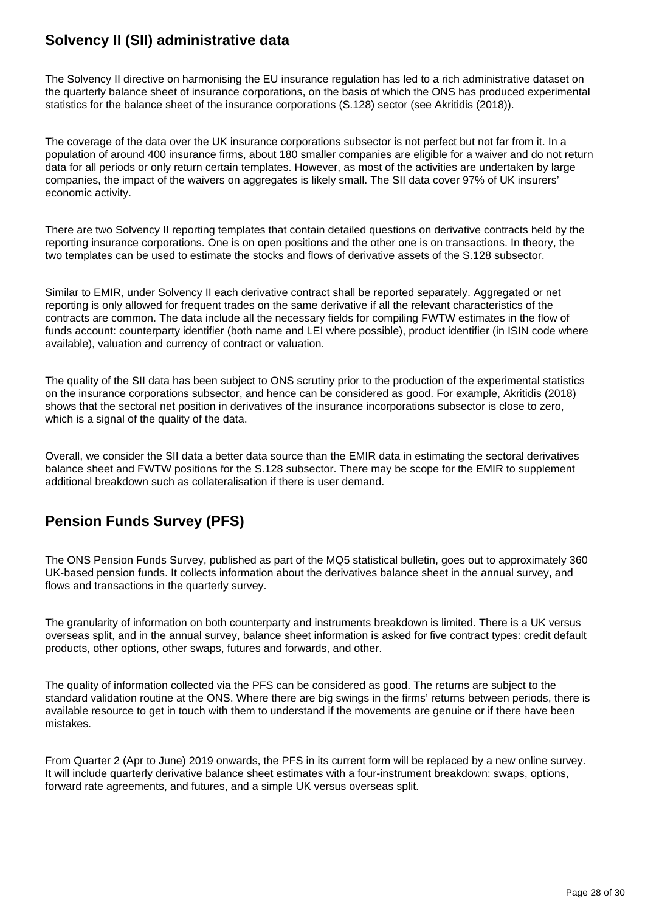## Solvency II (SII) administrative data

The Solvency II directive on harmonising the EU insurance regulation has led to a rich administrative dataset on the quarterly balance sheet of insurance corporations, on the basis of which the ONS has produced experimental statistics for the balance sheet of the insurance corporations (S.128) sector (see Akritidis (2018)).

The coverage of the data over the UK insurance corporations subsector is not perfect but not far from it. In a population of around 400 insurance firms, about 180 smaller companies are eligible for a waiver and do not return data for all periods or only return certain templates. However, as most of the activities are undertaken by large companies, the impact of the waivers on aggregates is likely small. The SII data cover 97% of UK insurers' economic activity.

There are two Solvency II reporting templates that contain detailed questions on derivative contracts held by the reporting insurance corporations. One is on open positions and the other one is on transactions. In theory, the two templates can be used to estimate the stocks and flows of derivative assets of the S.128 subsector.

Similar to EMIR, under Solvency II each derivative contract shall be reported separately. Aggregated or net reporting is only allowed for frequent trades on the same derivative if all the relevant characteristics of the contracts are common. The data include all the necessary fields for compiling FWTW estimates in the flow of funds account: counterparty identifier (both name and LEI where possible), product identifier (in ISIN code where available), valuation and currency of contract or valuation.

The quality of the SII data has been subject to ONS scrutiny prior to the production of the experimental statistics on the insurance corporations subsector, and hence can be considered as good. For example, Akritidis (2018) shows that the sectoral net position in derivatives of the insurance incorporations subsector is close to zero, which is a signal of the quality of the data.

Overall, we consider the SII data a better data source than the EMIR data in estimating the sectoral derivatives balance sheet and FWTW positions for the S.128 subsector. There may be scope for the EMIR to supplement additional breakdown such as collateralisation if there is user demand.

## Pension Funds Survey (PFS)

The ONS Pension Funds Survey, published as part of the MQ5 statistical bulletin, goes out to approximately 360 UK-based pension funds. It collects information about the derivatives balance sheet in the annual survey, and flows and transactions in the quarterly survey.

The granularity of information on both counterparty and instruments breakdown is limited. There is a UK versus overseas split, and in the annual survey, balance sheet information is asked for five contract types: credit default products, other options, other swaps, futures and forwards, and other.

The quality of information collected via the PFS can be considered as good. The returns are subject to the standard validation routine at the ONS. Where there are big swings in the firms' returns between periods, there is available resource to get in touch with them to understand if the movements are genuine or if there have been mistakes.

From Quarter 2 (Apr to June) 2019 onwards, the PFS in its current form will be replaced by a new online survey. It will include quarterly derivative balance sheet estimates with a four-instrument breakdown: swaps, options, forward rate agreements, and futures, and a simple UK versus overseas split.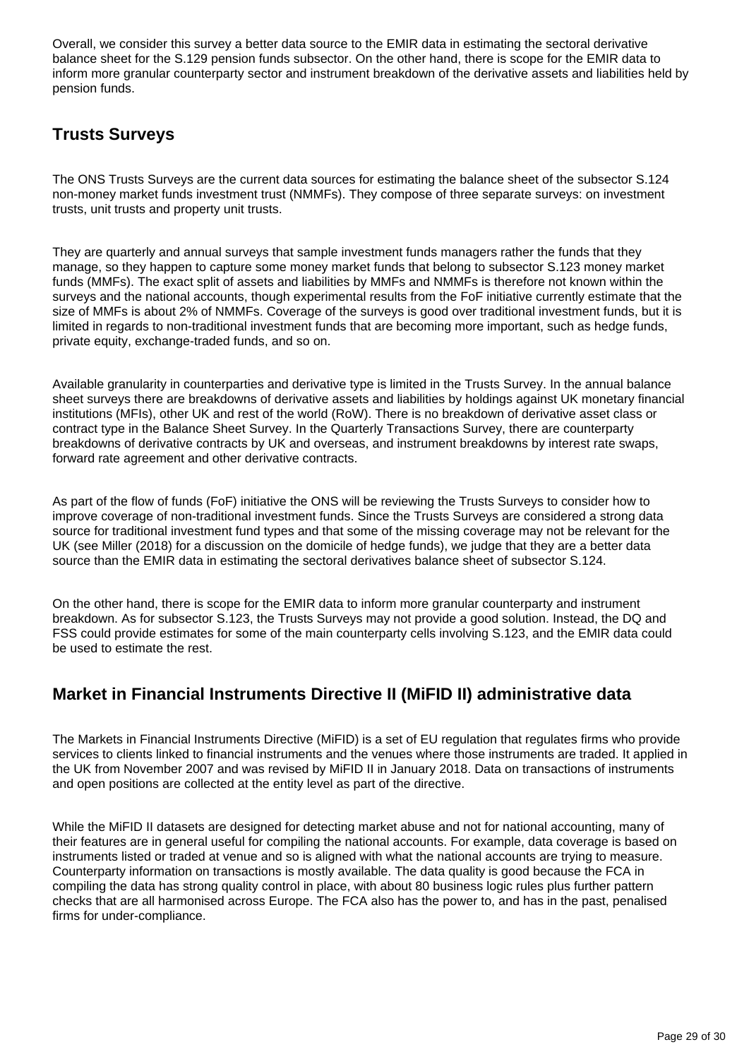Overall, we consider this survey a better data source to the EMIR data in estimating the sectoral derivative balance sheet for the S.129 pension funds subsector. On the other hand, there is scope for the EMIR data to inform more granular counterparty sector and instrument breakdown of the derivative assets and liabilities held by pension funds.

## Trusts Surveys

The ONS Trusts Surveys are the current data sources for estimating the balance sheet of the subsector S.124 non-money market funds investment trust (NMMFs). They compose of three separate surveys: on investment trusts, unit trusts and property unit trusts.

They are quarterly and annual surveys that sample investment funds managers rather the funds that they manage, so they happen to capture some money market funds that belong to subsector S.123 money market funds (MMFs). The exact split of assets and liabilities by MMFs and NMMFs is therefore not known within the surveys and the national accounts, though experimental results from the FoF initiative currently estimate that the size of MMFs is about 2% of NMMFs. Coverage of the surveys is good over traditional investment funds, but it is limited in regards to non-traditional investment funds that are becoming more important, such as hedge funds, private equity, exchange-traded funds, and so on.

Available granularity in counterparties and derivative type is limited in the Trusts Survey. In the annual balance sheet surveys there are breakdowns of derivative assets and liabilities by holdings against UK monetary financial institutions (MFIs), other UK and rest of the world (RoW). There is no breakdown of derivative asset class or contract type in the Balance Sheet Survey. In the Quarterly Transactions Survey, there are counterparty breakdowns of derivative contracts by UK and overseas, and instrument breakdowns by interest rate swaps, forward rate agreement and other derivative contracts.

As part of the flow of funds (FoF) initiative the ONS will be reviewing the Trusts Surveys to consider how to improve coverage of non-traditional investment funds. Since the Trusts Surveys are considered a strong data source for traditional investment fund types and that some of the missing coverage may not be relevant for the UK (see Miller (2018) for a discussion on the domicile of hedge funds), we judge that they are a better data source than the EMIR data in estimating the sectoral derivatives balance sheet of subsector S.124.

On the other hand, there is scope for the EMIR data to inform more granular counterparty and instrument breakdown. As for subsector S.123, the Trusts Surveys may not provide a good solution. Instead, the DQ and FSS could provide estimates for some of the main counterparty cells involving S.123, and the EMIR data could be used to estimate the rest.

## Market in Financial Instruments Directive II (MiFID II) administrative data

The Markets in Financial Instruments Directive (MiFID) is a set of EU regulation that regulates firms who provide services to clients linked to financial instruments and the venues where those instruments are traded. It applied in the UK from November 2007 and was revised by MiFID II in January 2018. Data on transactions of instruments and open positions are collected at the entity level as part of the directive.

While the MiFID II datasets are designed for detecting market abuse and not for national accounting, many of their features are in general useful for compiling the national accounts. For example, data coverage is based on instruments listed or traded at venue and so is aligned with what the national accounts are trying to measure. Counterparty information on transactions is mostly available. The data quality is good because the FCA in compiling the data has strong quality control in place, with about 80 business logic rules plus further pattern checks that are all harmonised across Europe. The FCA also has the power to, and has in the past, penalised firms for under-compliance.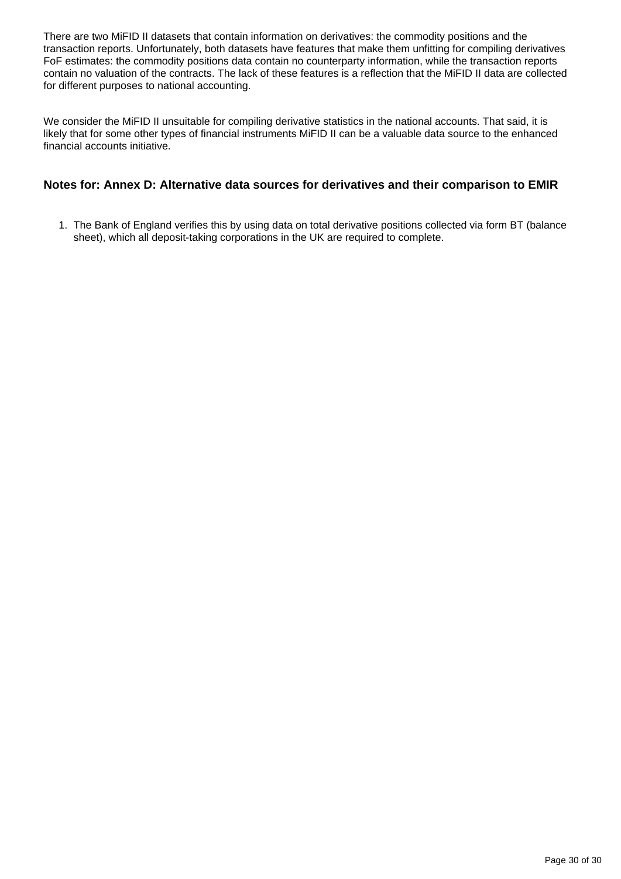There are two MiFID II datasets that contain information on derivatives: the commodity positions and the transaction reports. Unfortunately, both datasets have features that make them unfitting for compiling derivatives FoF estimates: the commodity positions data contain no counterparty information, while the transaction reports contain no valuation of the contracts. The lack of these features is a reflection that the MiFID II data are collected for different purposes to national accounting.

We consider the MiFID II unsuitable for compiling derivative statistics in the national accounts. That said, it is likely that for some other types of financial instruments MiFID II can be a valuable data source to the enhanced financial accounts initiative.

### Notes for: Annex D: Alternative data sources for derivatives and their comparison to EMIR

1. The Bank of England verifies this by using data on total derivative positions collected via form BT (balance sheet), which all deposit-taking corporations in the UK are required to complete.